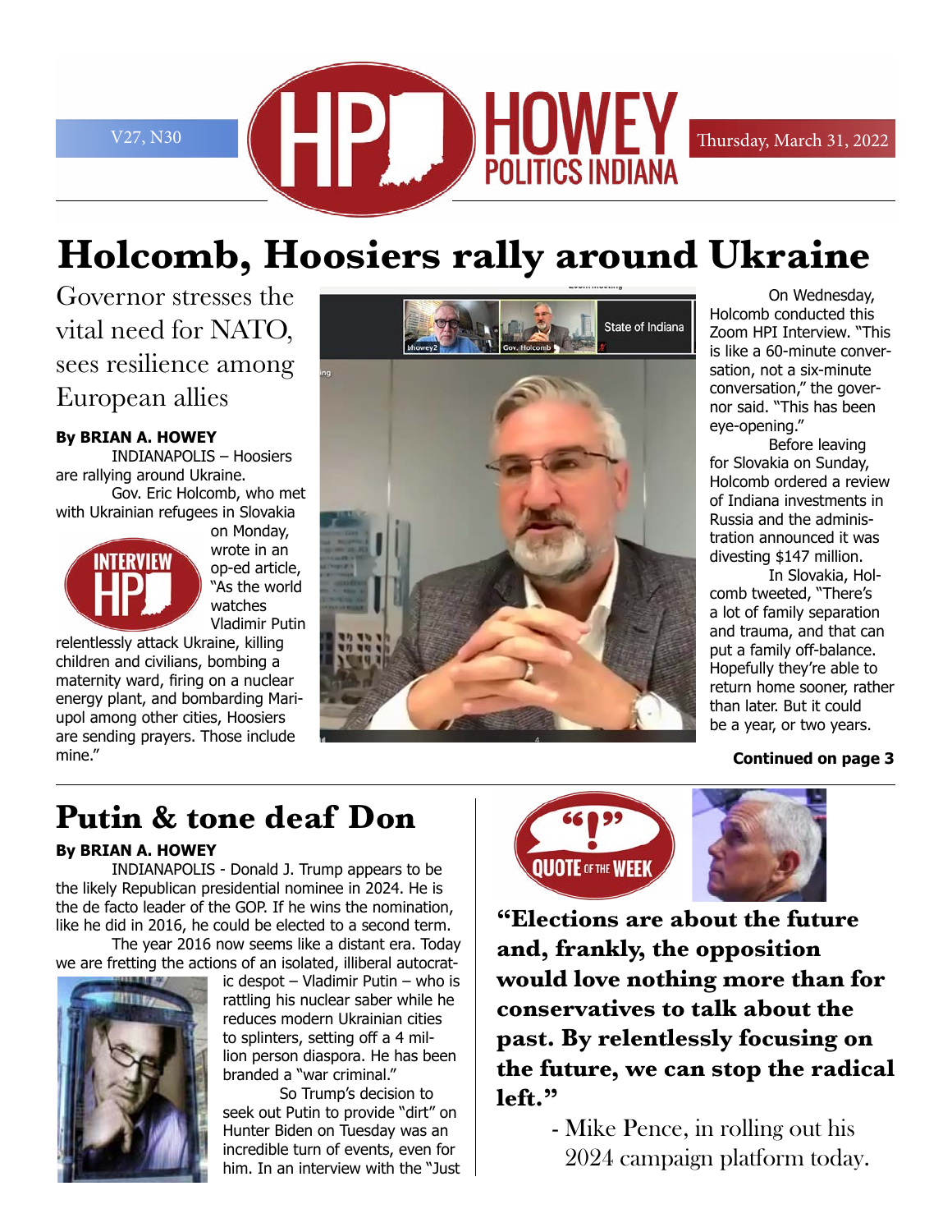# Holcomb, Hoosiers rally around Ukraine

## Governor stresses the vital need for NATO, sees resilience among European allies

**By BRIAN A. HOWEY**

INDIANAPOLIS – Hoosiers are rallying around Ukraine.

Gov. Eric Holcomb, who met with Ukrainian refugees in Slovakia on Monday, wrote in an op-ed article, "As the world watches Vladimir Putin relentlessly attack Ukraine, killing children and civilians, bombing a maternity ward, firing on a nuclear energy plant, and bombarding Mariupol among other cities, Hoosiers are sending prayers. Those include mine."

On Wednesday, Holcomb conducted this Zoom HPI Interview. "This is like a 60-minute conversation, not a six-minute conversation," the governor said. "This has been eye-opening."

Before leaving for Slovakia on Sunday, Holcomb ordered a review of Indiana investments in Russia and the administration announced it was divesting $147 million.

In Slovakia, Holcomb tweeted, "There's a lot of family separation and trauma, and that can put a family off-balance. Hopefully they're able to return home sooner, rather than later. But it could be a year, or two years.

**Continued on page 3**

# Putin & tone deaf Don

**By BRIAN A. HOWEY**

INDIANAPOLIS - Donald J. Trump appears to be the likely Republican presidential nominee in 2024. He is the de facto leader of the GOP. If he wins the nomination, like he did in 2016, he could be elected to a second term.

The year 2016 now seems like a distant era. Today we are fretting the actions of an isolated, illiberal autocratic despot – Vladimir Putin – who is rattling his nuclear saber while he reduces modern Ukrainian cities to splinters, setting off a 4 million person diaspora. He has been branded a "war criminal."

So Trump's decision to seek out Putin to provide "dirt" on Hunter Biden on Tuesday was an incredible turn of events, even for him. In an interview with the "Just

**"Elections are about the future and, frankly, the opposition would love nothing more than for conservatives to talk about the past. By relentlessly focusing on the future, we can stop the radical left."**

- Mike Pence, in rolling out his 2024 campaign platform today.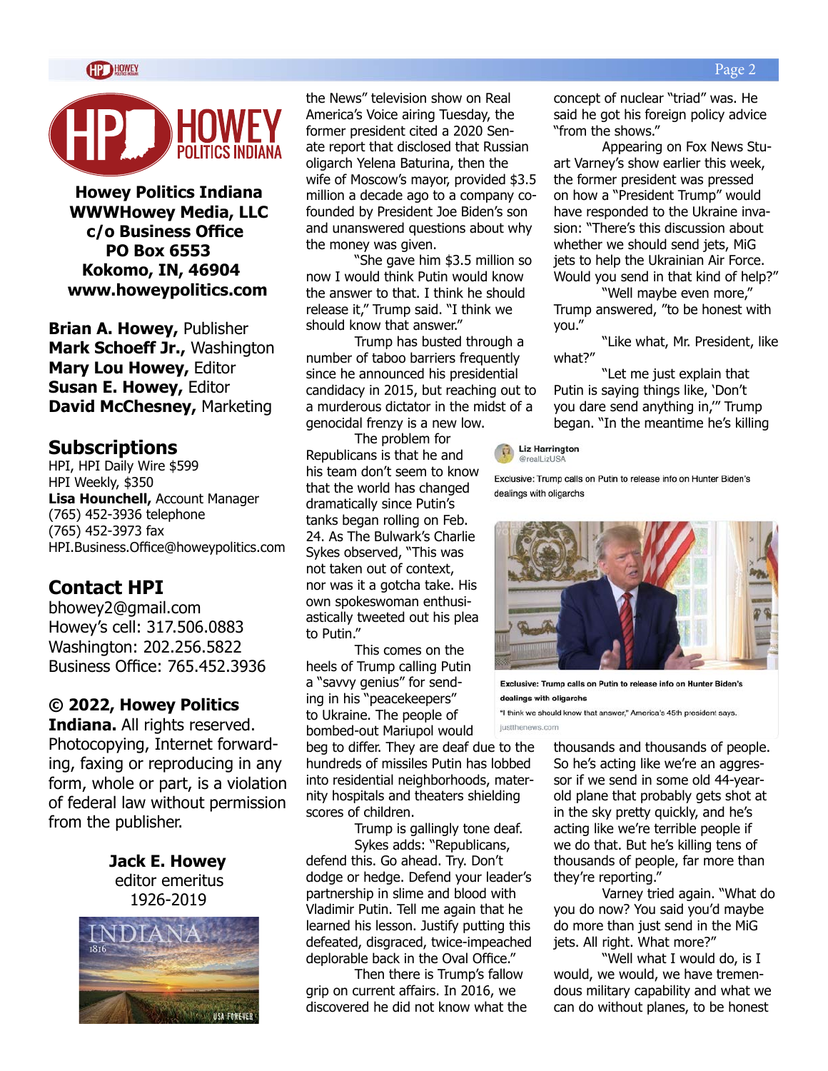**Howey Politics Indiana**
**WWWHowey Media, LLC**
**c/o Business Office**
**PO Box 6553**
**Kokomo, IN, 46904**
**www.howeypolitics.com**

**Brian A. Howey,** Publisher
**Mark Schoeff Jr.,** Washington
**Mary Lou Howey,** Editor
**Susan E. Howey,** Editor
**David McChesney,** Marketing

## Subscriptions

HPI, HPI Daily Wire $599
HPI Weekly, $350
**Lisa Hounchell,** Account Manager
(765) 452-3936 telephone
(765) 452-3973 fax
HPI.Business.Office@howeypolitics.com

## Contact HPI

bhowey2@gmail.com
Howey's cell: 317.506.0883
Washington: 202.256.5822
Business Office: 765.452.3936

**© 2022, Howey Politics Indiana.** All rights reserved. Photocopying, Internet forwarding, faxing or reproducing in any form, whole or part, is a violation of federal law without permission from the publisher.

**Jack E. Howey**
editor emeritus
1926-2019

the News" television show on Real America's Voice airing Tuesday, the former president cited a 2020 Senate report that disclosed that Russian oligarch Yelena Baturina, then the wife of Moscow's mayor, provided $3.5 million a decade ago to a company co-founded by President Joe Biden's son and unanswered questions about why the money was given.

"She gave him $3.5 million so now I would think Putin would know the answer to that. I think he should release it," Trump said. "I think we should know that answer."

Trump has busted through a number of taboo barriers frequently since he announced his presidential candidacy in 2015, but reaching out to a murderous dictator in the midst of a genocidal frenzy is a new low.

The problem for Republicans is that he and his team don't seem to know that the world has changed dramatically since Putin's tanks began rolling on Feb. 24. As The Bulwark's Charlie Sykes observed, "This was not taken out of context, nor was it a gotcha take. His own spokeswoman enthusiastically tweeted out his plea to Putin."

This comes on the heels of Trump calling Putin a "savvy genius" for sending in his "peacekeepers" to Ukraine. The people of bombed-out Mariupol would beg to differ. They are deaf due to the hundreds of missiles Putin has lobbed into residential neighborhoods, maternity hospitals and theaters shielding scores of children.

Trump is gallingly tone deaf.

Sykes adds: "Republicans, defend this. Go ahead. Try. Don't dodge or hedge. Defend your leader's partnership in slime and blood with Vladimir Putin. Tell me again that he learned his lesson. Justify putting this defeated, disgraced, twice-impeached deplorable back in the Oval Office."

Then there is Trump's fallow grip on current affairs. In 2016, we discovered he did not know what the concept of nuclear "triad" was. He said he got his foreign policy advice "from the shows."

Appearing on Fox News Stuart Varney's show earlier this week, the former president was pressed on how a "President Trump" would have responded to the Ukraine invasion: "There's this discussion about whether we should send jets, MiG jets to help the Ukrainian Air Force. Would you send in that kind of help?"

"Well maybe even more," Trump answered, "to be honest with you."

"Like what, Mr. President, like what?"

"Let me just explain that Putin is saying things like, 'Don't you dare send anything in,'" Trump began. "In the meantime he's killing thousands and thousands of people. So he's acting like we're an aggressor if we send in some old 44-year-old plane that probably gets shot at in the sky pretty quickly, and he's acting like we're terrible people if we do that. But he's killing tens of thousands of people, far more than they're reporting."

Varney tried again. "What do you do now? You said you'd maybe do more than just send in the MiG jets. All right. What more?"

"Well what I would do, is I would, we would, we have tremendous military capability and what we can do without planes, to be honest

Liz Harrington @realLizUSA

Exclusive: Trump calls on Putin to release info on Hunter Biden's dealings with oligarchs

**Exclusive: Trump calls on Putin to release info on Hunter Biden's dealings with oligarchs**
"I think we should know that answer," America's 45th president says.
justthenews.com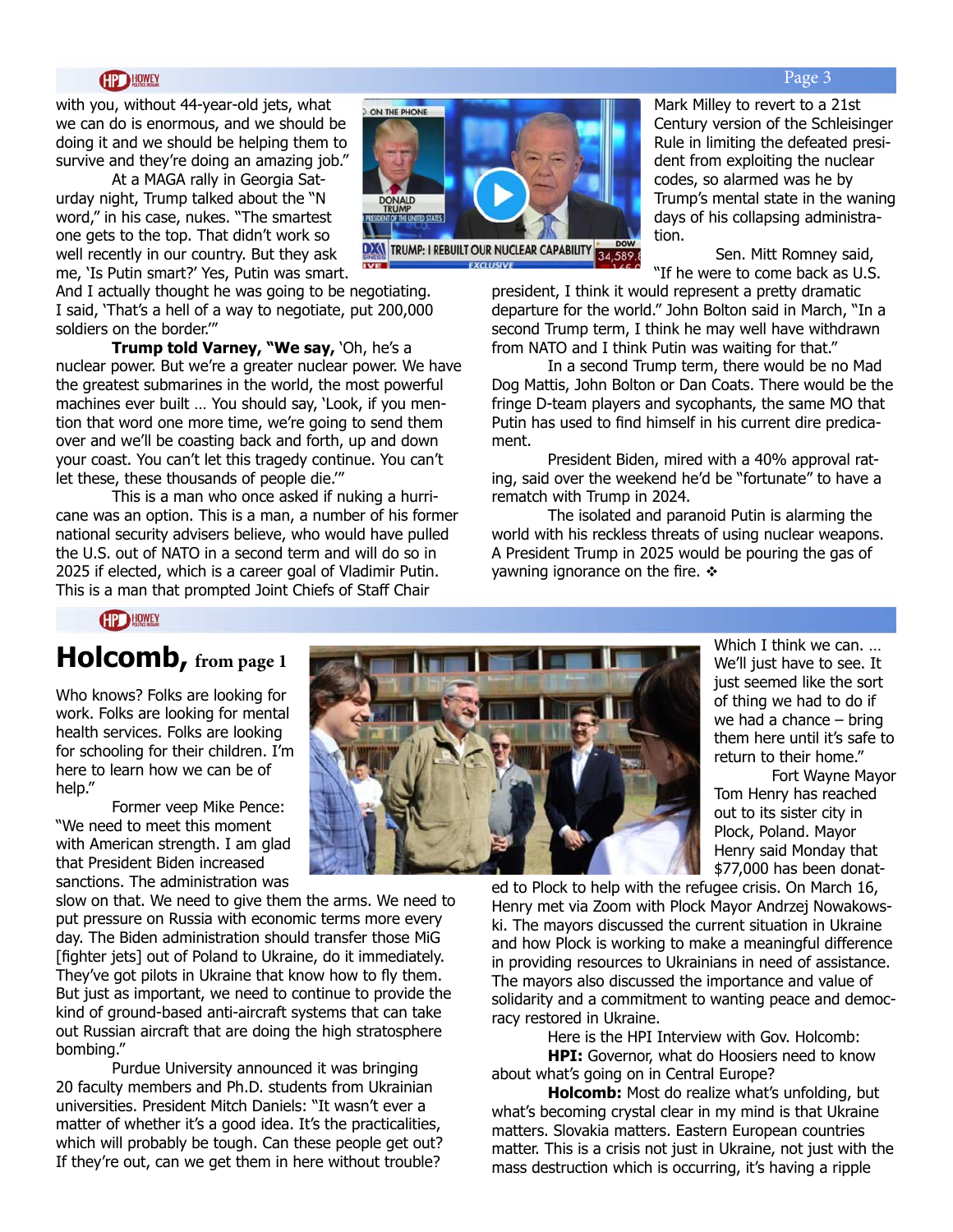with you, without 44-year-old jets, what we can do is enormous, and we should be doing it and we should be helping them to survive and they're doing an amazing job."

At a MAGA rally in Georgia Saturday night, Trump talked about the "N word," in his case, nukes. "The smartest one gets to the top. That didn't work so well recently in our country. But they ask me, 'Is Putin smart?' Yes, Putin was smart. And I actually thought he was going to be negotiating. I said, 'That's a hell of a way to negotiate, put 200,000 soldiers on the border.'"

**Trump told Varney, "We say,** 'Oh, he's a nuclear power. But we're a greater nuclear power. We have the greatest submarines in the world, the most powerful machines ever built … You should say, 'Look, if you mention that word one more time, we're going to send them over and we'll be coasting back and forth, up and down your coast. You can't let this tragedy continue. You can't let these, these thousands of people die.'"

This is a man who once asked if nuking a hurricane was an option. This is a man, a number of his former national security advisers believe, who would have pulled the U.S. out of NATO in a second term and will do so in 2025 if elected, which is a career goal of Vladimir Putin. This is a man that prompted Joint Chiefs of Staff Chair Mark Milley to revert to a 21st Century version of the Schleisinger Rule in limiting the defeated president from exploiting the nuclear codes, so alarmed was he by Trump's mental state in the waning days of his collapsing administration.

Sen. Mitt Romney said, "If he were to come back as U.S. president, I think it would represent a pretty dramatic departure for the world." John Bolton said in March, "In a second Trump term, I think he may well have withdrawn from NATO and I think Putin was waiting for that."

In a second Trump term, there would be no Mad Dog Mattis, John Bolton or Dan Coats. There would be the fringe D-team players and sycophants, the same MO that Putin has used to find himself in his current dire predicament.

President Biden, mired with a 40% approval rating, said over the weekend he'd be "fortunate" to have a rematch with Trump in 2024.

The isolated and paranoid Putin is alarming the world with his reckless threats of using nuclear weapons. A President Trump in 2025 would be pouring the gas of yawning ignorance on the fire. ❖

## Holcomb, from page 1

Who knows? Folks are looking for work. Folks are looking for mental health services. Folks are looking for schooling for their children. I'm here to learn how we can be of help."

Former veep Mike Pence: "We need to meet this moment with American strength. I am glad that President Biden increased sanctions. The administration was slow on that. We need to give them the arms. We need to put pressure on Russia with economic terms more every day. The Biden administration should transfer those MiG [fighter jets] out of Poland to Ukraine, do it immediately. They've got pilots in Ukraine that know how to fly them. But just as important, we need to continue to provide the kind of ground-based anti-aircraft systems that can take out Russian aircraft that are doing the high stratosphere bombing."

Purdue University announced it was bringing 20 faculty members and Ph.D. students from Ukrainian universities. President Mitch Daniels: "It wasn't ever a matter of whether it's a good idea. It's the practicalities, which will probably be tough. Can these people get out? If they're out, can we get them in here without trouble? Which I think we can. … We'll just have to see. It just seemed like the sort of thing we had to do if we had a chance – bring them here until it's safe to return to their home."

Fort Wayne Mayor Tom Henry has reached out to its sister city in Plock, Poland. Mayor Henry said Monday that $77,000 has been donated to Plock to help with the refugee crisis. On March 16, Henry met via Zoom with Plock Mayor Andrzej Nowakowski. The mayors discussed the current situation in Ukraine and how Plock is working to make a meaningful difference in providing resources to Ukrainians in need of assistance. The mayors also discussed the importance and value of solidarity and a commitment to wanting peace and democracy restored in Ukraine.

Here is the HPI Interview with Gov. Holcomb:

**HPI:** Governor, what do Hoosiers need to know about what's going on in Central Europe?

**Holcomb:** Most do realize what's unfolding, but what's becoming crystal clear in my mind is that Ukraine matters. Slovakia matters. Eastern European countries matter. This is a crisis not just in Ukraine, not just with the mass destruction which is occurring, it's having a ripple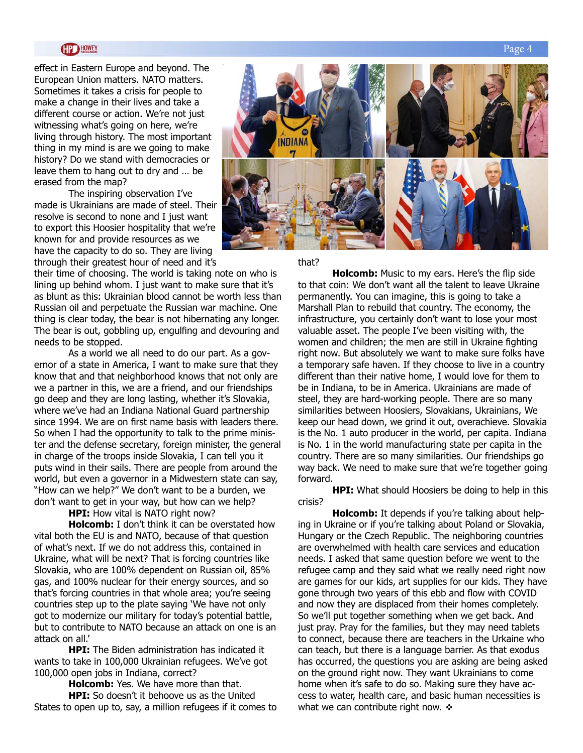effect in Eastern Europe and beyond. The European Union matters. NATO matters. Sometimes it takes a crisis for people to make a change in their lives and take a different course or action. We're not just witnessing what's going on here, we're living through history. The most important thing in my mind is are we going to make history? Do we stand with democracies or leave them to hang out to dry and … be erased from the map?

The inspiring observation I've made is Ukrainians are made of steel. Their resolve is second to none and I just want to export this Hoosier hospitality that we're known for and provide resources as we have the capacity to do so. They are living through their greatest hour of need and it's their time of choosing. The world is taking note on who is lining up behind whom. I just want to make sure that it's as blunt as this: Ukrainian blood cannot be worth less than Russian oil and perpetuate the Russian war machine. One thing is clear today, the bear is not hibernating any longer. The bear is out, gobbling up, engulfing and devouring and needs to be stopped.

As a world we all need to do our part. As a governor of a state in America, I want to make sure that they know that and that neighborhood knows that not only are we a partner in this, we are a friend, and our friendships go deep and they are long lasting, whether it's Slovakia, where we've had an Indiana National Guard partnership since 1994. We are on first name basis with leaders there. So when I had the opportunity to talk to the prime minister and the defense secretary, foreign minister, the general in charge of the troops inside Slovakia, I can tell you it puts wind in their sails. There are people from around the world, but even a governor in a Midwestern state can say, "How can we help?" We don't want to be a burden, we don't want to get in your way, but how can we help?

**HPI:** How vital is NATO right now?

**Holcomb:** I don't think it can be overstated how vital both the EU is and NATO, because of that question of what's next. If we do not address this, contained in Ukraine, what will be next? That is forcing countries like Slovakia, who are 100% dependent on Russian oil, 85% gas, and 100% nuclear for their energy sources, and so that's forcing countries in that whole area; you're seeing countries step up to the plate saying 'We have not only got to modernize our military for today's potential battle, but to contribute to NATO because an attack on one is an attack on all.'

**HPI:** The Biden administration has indicated it wants to take in 100,000 Ukrainian refugees. We've got 100,000 open jobs in Indiana, correct?

**Holcomb:** Yes. We have more than that.

**HPI:** So doesn't it behoove us as the United States to open up to, say, a million refugees if it comes to that?

**Holcomb:** Music to my ears. Here's the flip side to that coin: We don't want all the talent to leave Ukraine permanently. You can imagine, this is going to take a Marshall Plan to rebuild that country. The economy, the infrastructure, you certainly don't want to lose your most valuable asset. The people I've been visiting with, the women and children; the men are still in Ukraine fighting right now. But absolutely we want to make sure folks have a temporary safe haven. If they choose to live in a country different than their native home, I would love for them to be in Indiana, to be in America. Ukrainians are made of steel, they are hard-working people. There are so many similarities between Hoosiers, Slovakians, Ukrainians, We keep our head down, we grind it out, overachieve. Slovakia is the No. 1 auto producer in the world, per capita. Indiana is No. 1 in the world manufacturing state per capita in the country. There are so many similarities. Our friendships go way back. We need to make sure that we're together going forward.

**HPI:** What should Hoosiers be doing to help in this crisis?

**Holcomb:** It depends if you're talking about helping in Ukraine or if you're talking about Poland or Slovakia, Hungary or the Czech Republic. The neighboring countries are overwhelmed with health care services and education needs. I asked that same question before we went to the refugee camp and they said what we really need right now are games for our kids, art supplies for our kids. They have gone through two years of this ebb and flow with COVID and now they are displaced from their homes completely. So we'll put together something when we get back. And just pray. Pray for the families, but they may need tablets to connect, because there are teachers in the Urkaine who can teach, but there is a language barrier. As that exodus has occurred, the questions you are asking are being asked on the ground right now. They want Ukrainians to come home when it's safe to do so. Making sure they have access to water, health care, and basic human necessities is what we can contribute right now. ❖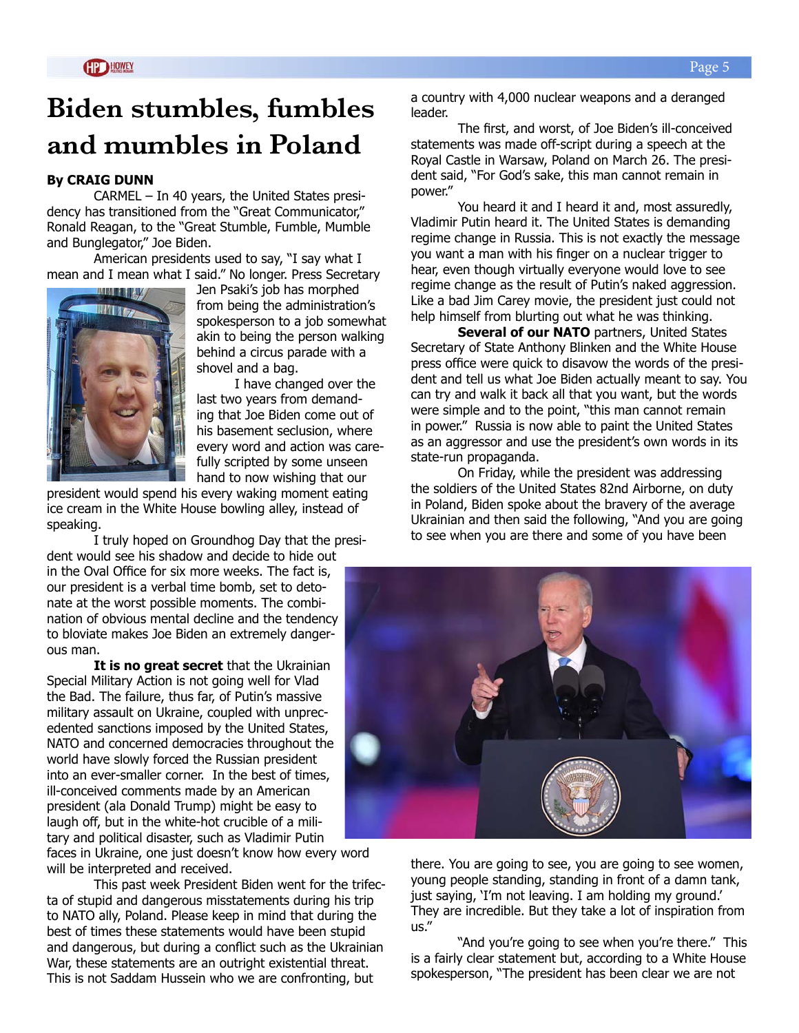# Biden stumbles, fumbles and mumbles in Poland

**By CRAIG DUNN**

CARMEL – In 40 years, the United States presidency has transitioned from the "Great Communicator," Ronald Reagan, to the "Great Stumble, Fumble, Mumble and Bunglegator," Joe Biden.

American presidents used to say, "I say what I mean and I mean what I said." No longer. Press Secretary Jen Psaki's job has morphed from being the administration's spokesperson to a job somewhat akin to being the person walking behind a circus parade with a shovel and a bag.

I have changed over the last two years from demanding that Joe Biden come out of his basement seclusion, where every word and action was carefully scripted by some unseen hand to now wishing that our president would spend his every waking moment eating ice cream in the White House bowling alley, instead of speaking.

I truly hoped on Groundhog Day that the president would see his shadow and decide to hide out in the Oval Office for six more weeks. The fact is, our president is a verbal time bomb, set to detonate at the worst possible moments. The combination of obvious mental decline and the tendency to bloviate makes Joe Biden an extremely dangerous man.

**It is no great secret** that the Ukrainian Special Military Action is not going well for Vlad the Bad. The failure, thus far, of Putin's massive military assault on Ukraine, coupled with unprecedented sanctions imposed by the United States, NATO and concerned democracies throughout the world have slowly forced the Russian president into an ever-smaller corner. In the best of times, ill-conceived comments made by an American president (ala Donald Trump) might be easy to laugh off, but in the white-hot crucible of a military and political disaster, such as Vladimir Putin faces in Ukraine, one just doesn't know how every word will be interpreted and received.

This past week President Biden went for the trifecta of stupid and dangerous misstatements during his trip to NATO ally, Poland. Please keep in mind that during the best of times these statements would have been stupid and dangerous, but during a conflict such as the Ukrainian War, these statements are an outright existential threat. This is not Saddam Hussein who we are confronting, but a country with 4,000 nuclear weapons and a deranged leader.

The first, and worst, of Joe Biden's ill-conceived statements was made off-script during a speech at the Royal Castle in Warsaw, Poland on March 26. The president said, "For God's sake, this man cannot remain in power."

You heard it and I heard it and, most assuredly, Vladimir Putin heard it. The United States is demanding regime change in Russia. This is not exactly the message you want a man with his finger on a nuclear trigger to hear, even though virtually everyone would love to see regime change as the result of Putin's naked aggression. Like a bad Jim Carey movie, the president just could not help himself from blurting out what he was thinking.

**Several of our NATO** partners, United States Secretary of State Anthony Blinken and the White House press office were quick to disavow the words of the president and tell us what Joe Biden actually meant to say. You can try and walk it back all that you want, but the words were simple and to the point, "this man cannot remain in power." Russia is now able to paint the United States as an aggressor and use the president's own words in its state-run propaganda.

On Friday, while the president was addressing the soldiers of the United States 82nd Airborne, on duty in Poland, Biden spoke about the bravery of the average Ukrainian and then said the following, "And you are going to see when you are there and some of you have been there. You are going to see, you are going to see women, young people standing, standing in front of a damn tank, just saying, 'I'm not leaving. I am holding my ground.' They are incredible. But they take a lot of inspiration from us."

"And you're going to see when you're there." This is a fairly clear statement but, according to a White House spokesperson, "The president has been clear we are not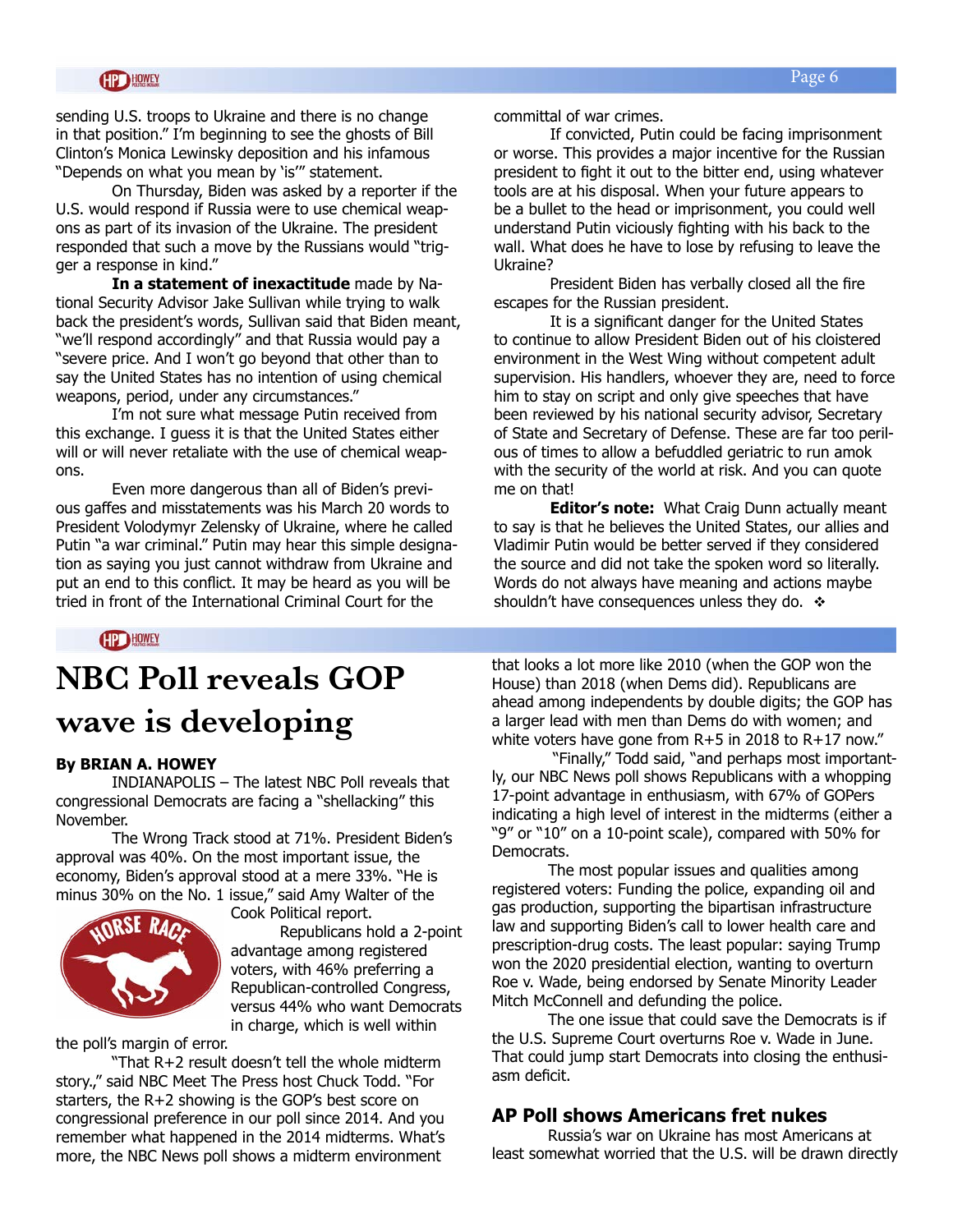sending U.S. troops to Ukraine and there is no change in that position." I'm beginning to see the ghosts of Bill Clinton's Monica Lewinsky deposition and his infamous "Depends on what you mean by 'is'" statement.

On Thursday, Biden was asked by a reporter if the U.S. would respond if Russia were to use chemical weapons as part of its invasion of the Ukraine. The president responded that such a move by the Russians would "trigger a response in kind."

**In a statement of inexactitude** made by National Security Advisor Jake Sullivan while trying to walk back the president's words, Sullivan said that Biden meant, "we'll respond accordingly" and that Russia would pay a "severe price. And I won't go beyond that other than to say the United States has no intention of using chemical weapons, period, under any circumstances."

I'm not sure what message Putin received from this exchange. I guess it is that the United States either will or will never retaliate with the use of chemical weapons.

Even more dangerous than all of Biden's previous gaffes and misstatements was his March 20 words to President Volodymyr Zelensky of Ukraine, where he called Putin "a war criminal." Putin may hear this simple designation as saying you just cannot withdraw from Ukraine and put an end to this conflict. It may be heard as you will be tried in front of the International Criminal Court for the committal of war crimes.

If convicted, Putin could be facing imprisonment or worse. This provides a major incentive for the Russian president to fight it out to the bitter end, using whatever tools are at his disposal. When your future appears to be a bullet to the head or imprisonment, you could well understand Putin viciously fighting with his back to the wall. What does he have to lose by refusing to leave the Ukraine?

President Biden has verbally closed all the fire escapes for the Russian president.

It is a significant danger for the United States to continue to allow President Biden out of his cloistered environment in the West Wing without competent adult supervision. His handlers, whoever they are, need to force him to stay on script and only give speeches that have been reviewed by his national security advisor, Secretary of State and Secretary of Defense. These are far too perilous of times to allow a befuddled geriatric to run amok with the security of the world at risk. And you can quote me on that!

**Editor's note:** What Craig Dunn actually meant to say is that he believes the United States, our allies and Vladimir Putin would be better served if they considered the source and did not take the spoken word so literally. Words do not always have meaning and actions maybe shouldn't have consequences unless they do. ❖

# NBC Poll reveals GOP wave is developing

**By BRIAN A. HOWEY**

INDIANAPOLIS – The latest NBC Poll reveals that congressional Democrats are facing a "shellacking" this November.

The Wrong Track stood at 71%. President Biden's approval was 40%. On the most important issue, the economy, Biden's approval stood at a mere 33%. "He is minus 30% on the No. 1 issue," said Amy Walter of the Cook Political report.

Republicans hold a 2-point advantage among registered voters, with 46% preferring a Republican-controlled Congress, versus 44% who want Democrats in charge, which is well within the poll's margin of error.

"That R+2 result doesn't tell the whole midterm story.," said NBC Meet The Press host Chuck Todd. "For starters, the R+2 showing is the GOP's best score on congressional preference in our poll since 2014. And you remember what happened in the 2014 midterms. What's more, the NBC News poll shows a midterm environment that looks a lot more like 2010 (when the GOP won the House) than 2018 (when Dems did). Republicans are ahead among independents by double digits; the GOP has a larger lead with men than Dems do with women; and white voters have gone from R+5 in 2018 to R+17 now."

"Finally," Todd said, "and perhaps most importantly, our NBC News poll shows Republicans with a whopping 17-point advantage in enthusiasm, with 67% of GOPers indicating a high level of interest in the midterms (either a "9" or "10" on a 10-point scale), compared with 50% for Democrats.

The most popular issues and qualities among registered voters: Funding the police, expanding oil and gas production, supporting the bipartisan infrastructure law and supporting Biden's call to lower health care and prescription-drug costs. The least popular: saying Trump won the 2020 presidential election, wanting to overturn Roe v. Wade, being endorsed by Senate Minority Leader Mitch McConnell and defunding the police.

The one issue that could save the Democrats is if the U.S. Supreme Court overturns Roe v. Wade in June. That could jump start Democrats into closing the enthusiasm deficit.

## AP Poll shows Americans fret nukes

Russia's war on Ukraine has most Americans at least somewhat worried that the U.S. will be drawn directly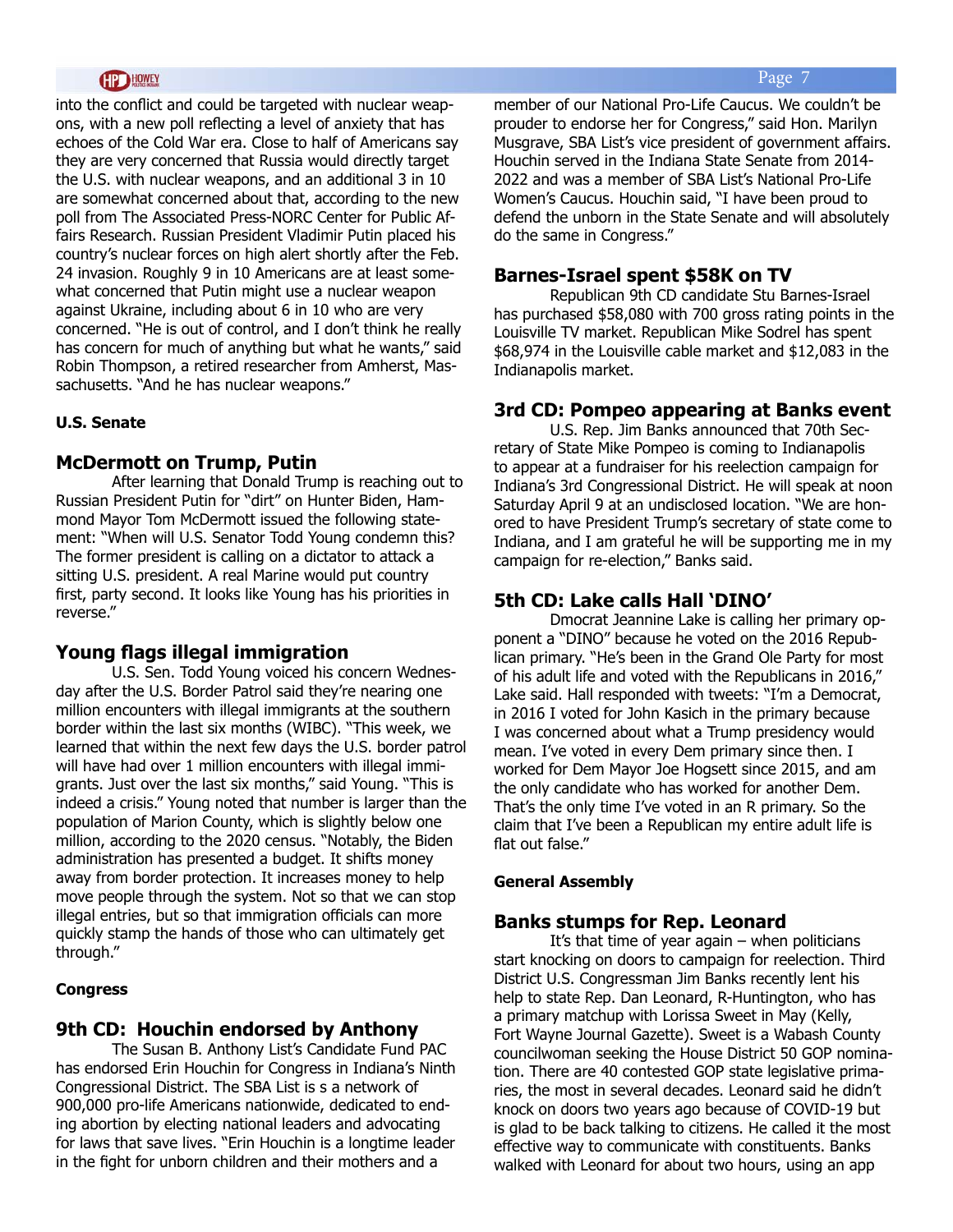into the conflict and could be targeted with nuclear weapons, with a new poll reflecting a level of anxiety that has echoes of the Cold War era. Close to half of Americans say they are very concerned that Russia would directly target the U.S. with nuclear weapons, and an additional 3 in 10 are somewhat concerned about that, according to the new poll from The Associated Press-NORC Center for Public Affairs Research. Russian President Vladimir Putin placed his country's nuclear forces on high alert shortly after the Feb. 24 invasion. Roughly 9 in 10 Americans are at least somewhat concerned that Putin might use a nuclear weapon against Ukraine, including about 6 in 10 who are very concerned. "He is out of control, and I don't think he really has concern for much of anything but what he wants," said Robin Thompson, a retired researcher from Amherst, Massachusetts. "And he has nuclear weapons."

**U.S. Senate**

## McDermott on Trump, Putin

After learning that Donald Trump is reaching out to Russian President Putin for "dirt" on Hunter Biden, Hammond Mayor Tom McDermott issued the following statement: "When will U.S. Senator Todd Young condemn this? The former president is calling on a dictator to attack a sitting U.S. president. A real Marine would put country first, party second. It looks like Young has his priorities in reverse."

## Young flags illegal immigration

U.S. Sen. Todd Young voiced his concern Wednesday after the U.S. Border Patrol said they're nearing one million encounters with illegal immigrants at the southern border within the last six months (WIBC). "This week, we learned that within the next few days the U.S. border patrol will have had over 1 million encounters with illegal immigrants. Just over the last six months," said Young. "This is indeed a crisis." Young noted that number is larger than the population of Marion County, which is slightly below one million, according to the 2020 census. "Notably, the Biden administration has presented a budget. It shifts money away from border protection. It increases money to help move people through the system. Not so that we can stop illegal entries, but so that immigration officials can more quickly stamp the hands of those who can ultimately get through."

**Congress**

## 9th CD: Houchin endorsed by Anthony

The Susan B. Anthony List's Candidate Fund PAC has endorsed Erin Houchin for Congress in Indiana's Ninth Congressional District. The SBA List is s a network of 900,000 pro-life Americans nationwide, dedicated to ending abortion by electing national leaders and advocating for laws that save lives. "Erin Houchin is a longtime leader in the fight for unborn children and their mothers and a member of our National Pro-Life Caucus. We couldn't be prouder to endorse her for Congress," said Hon. Marilyn Musgrave, SBA List's vice president of government affairs. Houchin served in the Indiana State Senate from 2014-2022 and was a member of SBA List's National Pro-Life Women's Caucus. Houchin said, "I have been proud to defend the unborn in the State Senate and will absolutely do the same in Congress."

## Barnes-Israel spent $58K on TV

Republican 9th CD candidate Stu Barnes-Israel has purchased $58,080 with 700 gross rating points in the Louisville TV market. Republican Mike Sodrel has spent $68,974 in the Louisville cable market and $12,083 in the Indianapolis market.

## 3rd CD: Pompeo appearing at Banks event

U.S. Rep. Jim Banks announced that 70th Secretary of State Mike Pompeo is coming to Indianapolis to appear at a fundraiser for his reelection campaign for Indiana's 3rd Congressional District. He will speak at noon Saturday April 9 at an undisclosed location. "We are honored to have President Trump's secretary of state come to Indiana, and I am grateful he will be supporting me in my campaign for re-election," Banks said.

## 5th CD: Lake calls Hall 'DINO'

Dmocrat Jeannine Lake is calling her primary opponent a "DINO" because he voted on the 2016 Republican primary. "He's been in the Grand Ole Party for most of his adult life and voted with the Republicans in 2016," Lake said. Hall responded with tweets: "I'm a Democrat, in 2016 I voted for John Kasich in the primary because I was concerned about what a Trump presidency would mean. I've voted in every Dem primary since then. I worked for Dem Mayor Joe Hogsett since 2015, and am the only candidate who has worked for another Dem. That's the only time I've voted in an R primary. So the claim that I've been a Republican my entire adult life is flat out false."

**General Assembly**

## Banks stumps for Rep. Leonard

It's that time of year again – when politicians start knocking on doors to campaign for reelection. Third District U.S. Congressman Jim Banks recently lent his help to state Rep. Dan Leonard, R-Huntington, who has a primary matchup with Lorissa Sweet in May (Kelly, Fort Wayne Journal Gazette). Sweet is a Wabash County councilwoman seeking the House District 50 GOP nomination. There are 40 contested GOP state legislative primaries, the most in several decades. Leonard said he didn't knock on doors two years ago because of COVID-19 but is glad to be back talking to citizens. He called it the most effective way to communicate with constituents. Banks walked with Leonard for about two hours, using an app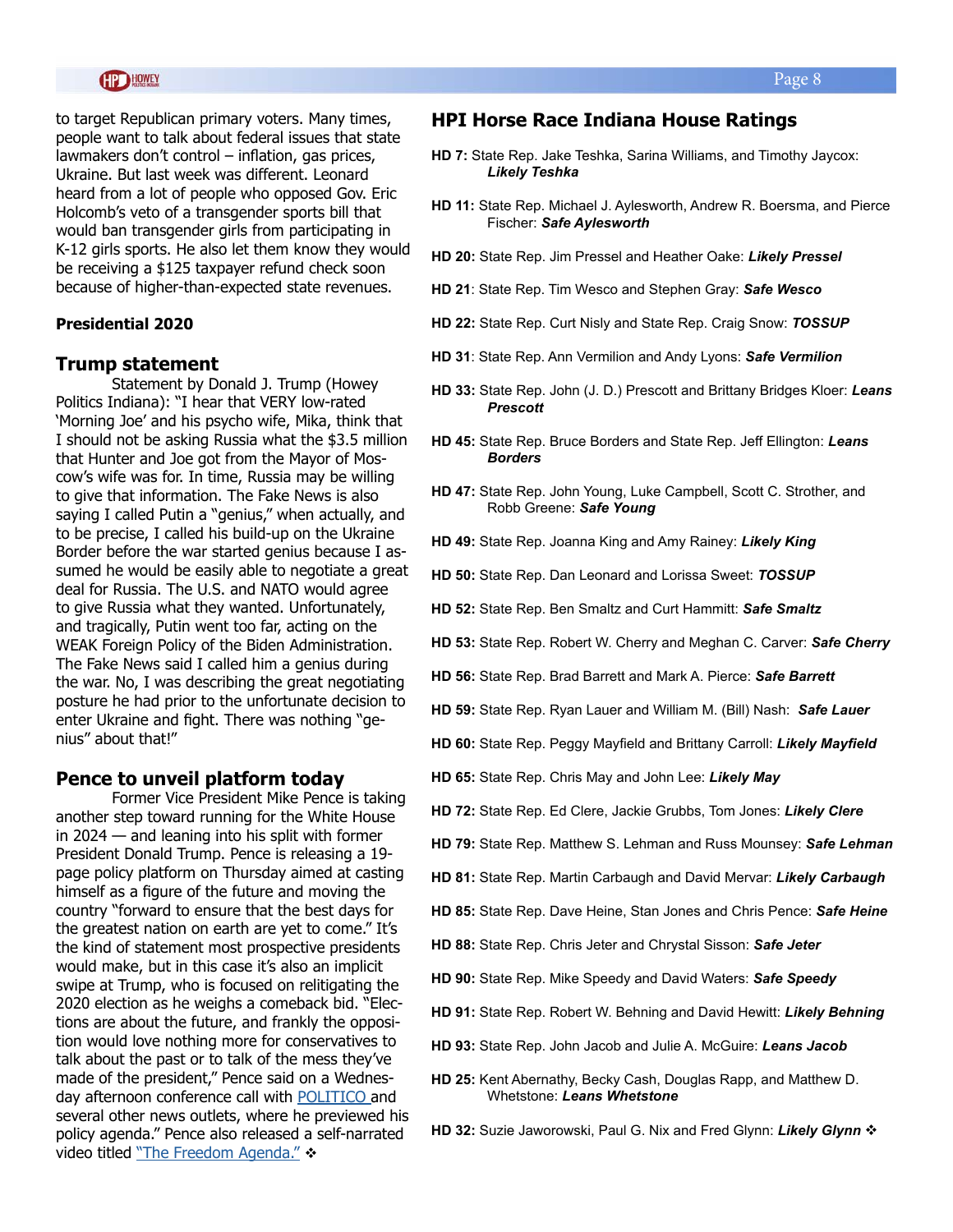to target Republican primary voters. Many times, people want to talk about federal issues that state lawmakers don't control – inflation, gas prices, Ukraine. But last week was different. Leonard heard from a lot of people who opposed Gov. Eric Holcomb's veto of a transgender sports bill that would ban transgender girls from participating in K-12 girls sports. He also let them know they would be receiving a $125 taxpayer refund check soon because of higher-than-expected state revenues.

**Presidential 2020**

## Trump statement

Statement by Donald J. Trump (Howey Politics Indiana): "I hear that VERY low-rated 'Morning Joe' and his psycho wife, Mika, think that I should not be asking Russia what the $3.5 million that Hunter and Joe got from the Mayor of Moscow's wife was for. In time, Russia may be willing to give that information. The Fake News is also saying I called Putin a "genius," when actually, and to be precise, I called his build-up on the Ukraine Border before the war started genius because I assumed he would be easily able to negotiate a great deal for Russia. The U.S. and NATO would agree to give Russia what they wanted. Unfortunately, and tragically, Putin went too far, acting on the WEAK Foreign Policy of the Biden Administration. The Fake News said I called him a genius during the war. No, I was describing the great negotiating posture he had prior to the unfortunate decision to enter Ukraine and fight. There was nothing "genius" about that!" ❖

## Pence to unveil platform today

Former Vice President Mike Pence is taking another step toward running for the White House in 2024 — and leaning into his split with former President Donald Trump. Pence is releasing a 19-page policy platform on Thursday aimed at casting himself as a figure of the future and moving the country "forward to ensure that the best days for the greatest nation on earth are yet to come." It's the kind of statement most prospective presidents would make, but in this case it's also an implicit swipe at Trump, who is focused on relitigating the 2020 election as he weighs a comeback bid. "Elections are about the future, and frankly the opposition would love nothing more for conservatives to talk about the past or to talk of the mess they've made of the president," Pence said on a Wednesday afternoon conference call with POLITICO and several other news outlets, where he previewed his policy agenda." Pence also released a self-narrated video titled "The Freedom Agenda." ❖

## HPI Horse Race Indiana House Ratings

**HD 7:** State Rep. Jake Teshka, Sarina Williams, and Timothy Jaycox: ***Likely Teshka***

**HD 11:** State Rep. Michael J. Aylesworth, Andrew R. Boersma, and Pierce Fischer: ***Safe Aylesworth***

**HD 20:** State Rep. Jim Pressel and Heather Oake: ***Likely Pressel***

**HD 21**: State Rep. Tim Wesco and Stephen Gray: ***Safe Wesco***

**HD 22:** State Rep. Curt Nisly and State Rep. Craig Snow: ***TOSSUP***

**HD 31**: State Rep. Ann Vermilion and Andy Lyons: ***Safe Vermilion***

**HD 33:** State Rep. John (J. D.) Prescott and Brittany Bridges Kloer: ***Leans Prescott***

**HD 45:** State Rep. Bruce Borders and State Rep. Jeff Ellington: ***Leans Borders***

**HD 47:** State Rep. John Young, Luke Campbell, Scott C. Strother, and Robb Greene: ***Safe Young***

**HD 49:** State Rep. Joanna King and Amy Rainey: ***Likely King***

**HD 50:** State Rep. Dan Leonard and Lorissa Sweet: ***TOSSUP***

**HD 52:** State Rep. Ben Smaltz and Curt Hammitt: ***Safe Smaltz***

**HD 53:** State Rep. Robert W. Cherry and Meghan C. Carver: ***Safe Cherry***

**HD 56:** State Rep. Brad Barrett and Mark A. Pierce: ***Safe Barrett***

**HD 59:** State Rep. Ryan Lauer and William M. (Bill) Nash: ***Safe Lauer***

**HD 60:** State Rep. Peggy Mayfield and Brittany Carroll: ***Likely Mayfield***

**HD 65:** State Rep. Chris May and John Lee: ***Likely May***

**HD 72:** State Rep. Ed Clere, Jackie Grubbs, Tom Jones: ***Likely Clere***

**HD 79:** State Rep. Matthew S. Lehman and Russ Mounsey: ***Safe Lehman***

**HD 81:** State Rep. Martin Carbaugh and David Mervar: ***Likely Carbaugh***

**HD 85:** State Rep. Dave Heine, Stan Jones and Chris Pence: ***Safe Heine***

**HD 88:** State Rep. Chris Jeter and Chrystal Sisson: ***Safe Jeter***

**HD 90:** State Rep. Mike Speedy and David Waters: ***Safe Speedy***

**HD 91:** State Rep. Robert W. Behning and David Hewitt: ***Likely Behning***

**HD 93:** State Rep. John Jacob and Julie A. McGuire: ***Leans Jacob***

**HD 25:** Kent Abernathy, Becky Cash, Douglas Rapp, and Matthew D. Whetstone: ***Leans Whetstone***

**HD 32:** Suzie Jaworowski, Paul G. Nix and Fred Glynn: ***Likely Glynn*** ❖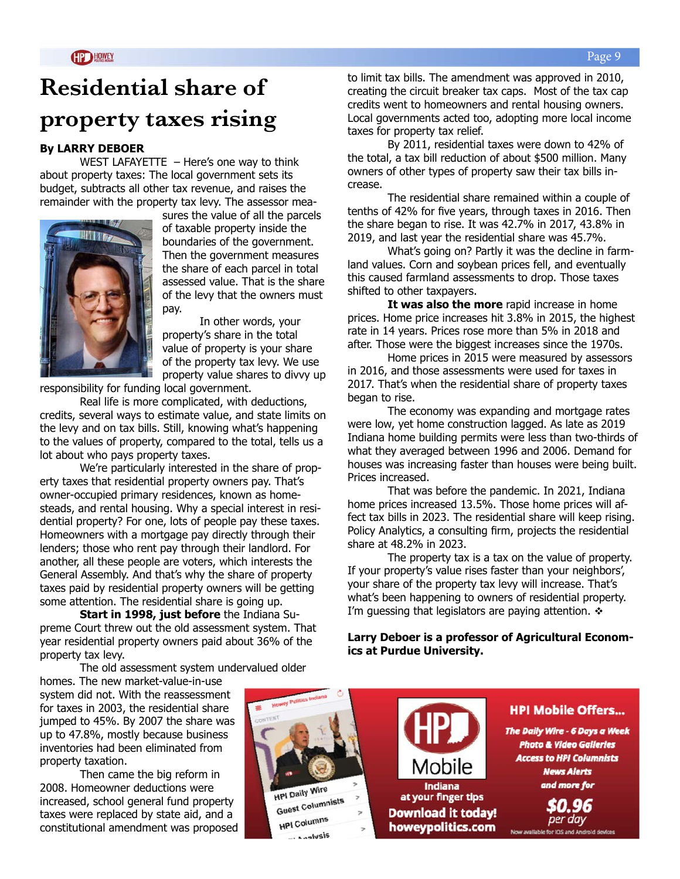# Residential share of property taxes rising

**By LARRY DEBOER**

WEST LAFAYETTE – Here's one way to think about property taxes: The local government sets its budget, subtracts all other tax revenue, and raises the remainder with the property tax levy. The assessor measures the value of all the parcels of taxable property inside the boundaries of the government. Then the government measures the share of each parcel in total assessed value. That is the share of the levy that the owners must pay.

In other words, your property's share in the total value of property is your share of the property tax levy. We use property value shares to divvy up responsibility for funding local government.

Real life is more complicated, with deductions, credits, several ways to estimate value, and state limits on the levy and on tax bills. Still, knowing what's happening to the values of property, compared to the total, tells us a lot about who pays property taxes.

We're particularly interested in the share of property taxes that residential property owners pay. That's owner-occupied primary residences, known as homesteads, and rental housing. Why a special interest in residential property? For one, lots of people pay these taxes. Homeowners with a mortgage pay directly through their lenders; those who rent pay through their landlord. For another, all these people are voters, which interests the General Assembly. And that's why the share of property taxes paid by residential property owners will be getting some attention. The residential share is going up.

**Start in 1998, just before** the Indiana Supreme Court threw out the old assessment system. That year residential property owners paid about 36% of the property tax levy.

The old assessment system undervalued older homes. The new market-value-in-use system did not. With the reassessment for taxes in 2003, the residential share jumped to 45%. By 2007 the share was up to 47.8%, mostly because business inventories had been eliminated from property taxation.

Then came the big reform in 2008. Homeowner deductions were increased, school general fund property taxes were replaced by state aid, and a constitutional amendment was proposed to limit tax bills. The amendment was approved in 2010, creating the circuit breaker tax caps. Most of the tax cap credits went to homeowners and rental housing owners. Local governments acted too, adopting more local income taxes for property tax relief.

By 2011, residential taxes were down to 42% of the total, a tax bill reduction of about $500 million. Many owners of other types of property saw their tax bills increase.

The residential share remained within a couple of tenths of 42% for five years, through taxes in 2016. Then the share began to rise. It was 42.7% in 2017, 43.8% in 2019, and last year the residential share was 45.7%.

What's going on? Partly it was the decline in farmland values. Corn and soybean prices fell, and eventually this caused farmland assessments to drop. Those taxes shifted to other taxpayers.

**It was also the more** rapid increase in home prices. Home price increases hit 3.8% in 2015, the highest rate in 14 years. Prices rose more than 5% in 2018 and after. Those were the biggest increases since the 1970s.

Home prices in 2015 were measured by assessors in 2016, and those assessments were used for taxes in 2017. That's when the residential share of property taxes began to rise.

The economy was expanding and mortgage rates were low, yet home construction lagged. As late as 2019 Indiana home building permits were less than two-thirds of what they averaged between 1996 and 2006. Demand for houses was increasing faster than houses were being built. Prices increased.

That was before the pandemic. In 2021, Indiana home prices increased 13.5%. Those home prices will affect tax bills in 2023. The residential share will keep rising. Policy Analytics, a consulting firm, projects the residential share at 48.2% in 2023.

The property tax is a tax on the value of property. If your property's value rises faster than your neighbors', your share of the property tax levy will increase. That's what's been happening to owners of residential property. I'm guessing that legislators are paying attention. ❖

**Larry Deboer is a professor of Agricultural Economics at Purdue University.**

HPI Mobile Offers... The Daily Wire - 6 Days a Week; Photo & Video Galleries; Access to HPI Columnists; News Alerts; and more for $0.96 per day. HPI Mobile — Indiana at your finger tips. Download it today! howeypolitics.com. Now available for iOS and Android devices.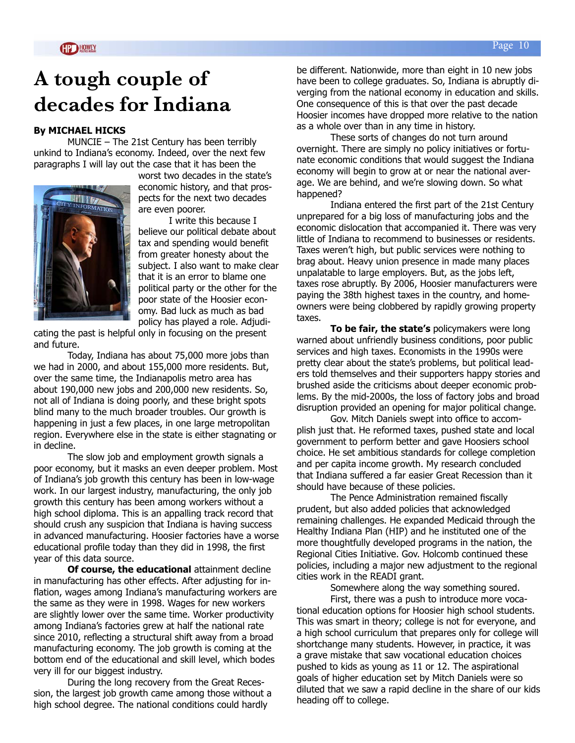# A tough couple of decades for Indiana

**By MICHAEL HICKS**

MUNCIE – The 21st Century has been terribly unkind to Indiana's economy. Indeed, over the next few paragraphs I will lay out the case that it has been the worst two decades in the state's economic history, and that prospects for the next two decades are even poorer.

I write this because I believe our political debate about tax and spending would benefit from greater honesty about the subject. I also want to make clear that it is an error to blame one political party or the other for the poor state of the Hoosier economy. Bad luck as much as bad policy has played a role. Adjudicating the past is helpful only in focusing on the present and future.

Today, Indiana has about 75,000 more jobs than we had in 2000, and about 155,000 more residents. But, over the same time, the Indianapolis metro area has about 190,000 new jobs and 200,000 new residents. So, not all of Indiana is doing poorly, and these bright spots blind many to the much broader troubles. Our growth is happening in just a few places, in one large metropolitan region. Everywhere else in the state is either stagnating or in decline.

The slow job and employment growth signals a poor economy, but it masks an even deeper problem. Most of Indiana's job growth this century has been in low-wage work. In our largest industry, manufacturing, the only job growth this century has been among workers without a high school diploma. This is an appalling track record that should crush any suspicion that Indiana is having success in advanced manufacturing. Hoosier factories have a worse educational profile today than they did in 1998, the first year of this data source.

**Of course, the educational** attainment decline in manufacturing has other effects. After adjusting for inflation, wages among Indiana's manufacturing workers are the same as they were in 1998. Wages for new workers are slightly lower over the same time. Worker productivity among Indiana's factories grew at half the national rate since 2010, reflecting a structural shift away from a broad manufacturing economy. The job growth is coming at the bottom end of the educational and skill level, which bodes very ill for our biggest industry.

During the long recovery from the Great Recession, the largest job growth came among those without a high school degree. The national conditions could hardly be different. Nationwide, more than eight in 10 new jobs have been to college graduates. So, Indiana is abruptly diverging from the national economy in education and skills. One consequence of this is that over the past decade Hoosier incomes have dropped more relative to the nation as a whole over than in any time in history.

These sorts of changes do not turn around overnight. There are simply no policy initiatives or fortunate economic conditions that would suggest the Indiana economy will begin to grow at or near the national average. We are behind, and we're slowing down. So what happened?

Indiana entered the first part of the 21st Century unprepared for a big loss of manufacturing jobs and the economic dislocation that accompanied it. There was very little of Indiana to recommend to businesses or residents. Taxes weren't high, but public services were nothing to brag about. Heavy union presence in made many places unpalatable to large employers. But, as the jobs left, taxes rose abruptly. By 2006, Hoosier manufacturers were paying the 38th highest taxes in the country, and homeowners were being clobbered by rapidly growing property taxes.

**To be fair, the state's** policymakers were long warned about unfriendly business conditions, poor public services and high taxes. Economists in the 1990s were pretty clear about the state's problems, but political leaders told themselves and their supporters happy stories and brushed aside the criticisms about deeper economic problems. By the mid-2000s, the loss of factory jobs and broad disruption provided an opening for major political change.

Gov. Mitch Daniels swept into office to accomplish just that. He reformed taxes, pushed state and local government to perform better and gave Hoosiers school choice. He set ambitious standards for college completion and per capita income growth. My research concluded that Indiana suffered a far easier Great Recession than it should have because of these policies.

The Pence Administration remained fiscally prudent, but also added policies that acknowledged remaining challenges. He expanded Medicaid through the Healthy Indiana Plan (HIP) and he instituted one of the more thoughtfully developed programs in the nation, the Regional Cities Initiative. Gov. Holcomb continued these policies, including a major new adjustment to the regional cities work in the READI grant.

Somewhere along the way something soured.

First, there was a push to introduce more vocational education options for Hoosier high school students. This was smart in theory; college is not for everyone, and a high school curriculum that prepares only for college will shortchange many students. However, in practice, it was a grave mistake that saw vocational education choices pushed to kids as young as 11 or 12. The aspirational goals of higher education set by Mitch Daniels were so diluted that we saw a rapid decline in the share of our kids heading off to college.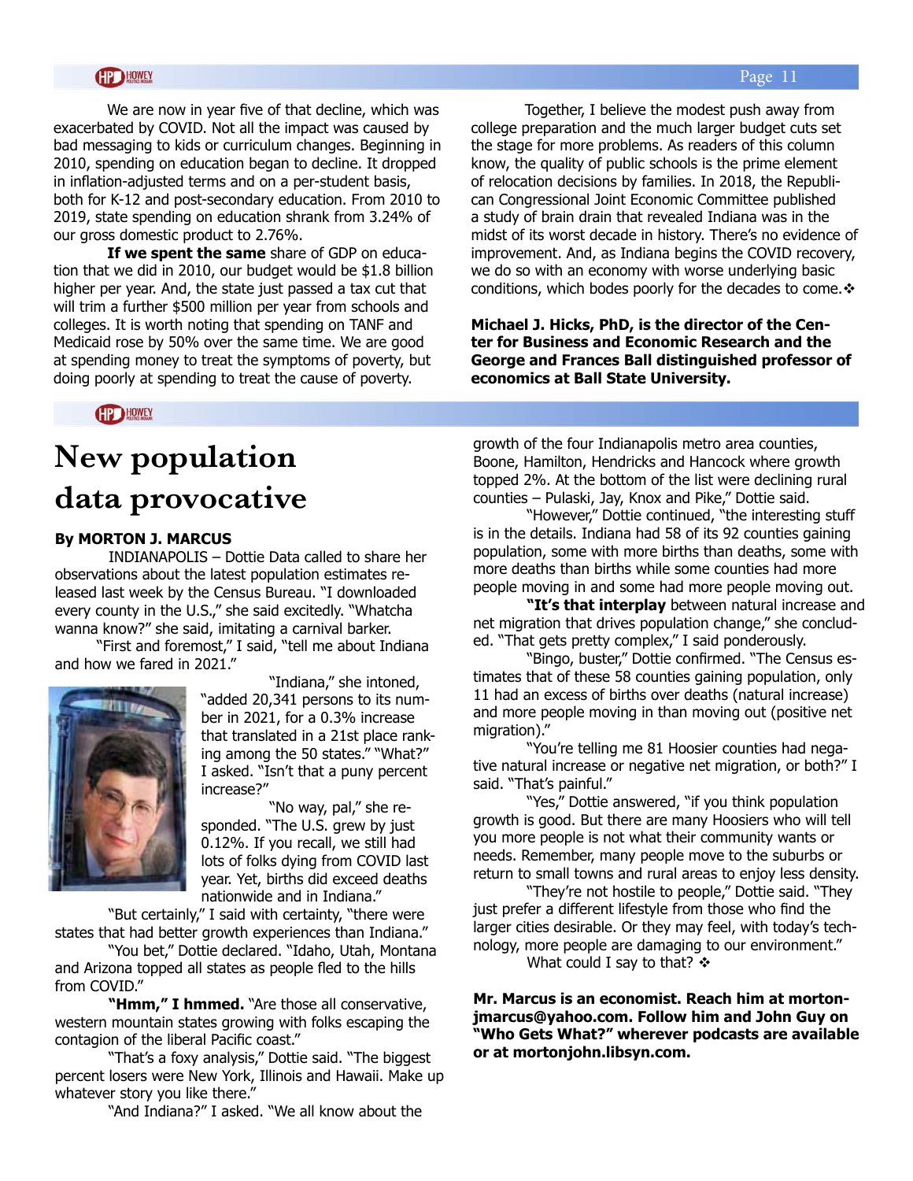We are now in year five of that decline, which was exacerbated by COVID. Not all the impact was caused by bad messaging to kids or curriculum changes. Beginning in 2010, spending on education began to decline. It dropped in inflation-adjusted terms and on a per-student basis, both for K-12 and post-secondary education. From 2010 to 2019, state spending on education shrank from 3.24% of our gross domestic product to 2.76%.

**If we spent the same** share of GDP on education that we did in 2010, our budget would be $1.8 billion higher per year. And, the state just passed a tax cut that will trim a further $500 million per year from schools and colleges. It is worth noting that spending on TANF and Medicaid rose by 50% over the same time. We are good at spending money to treat the symptoms of poverty, but doing poorly at spending to treat the cause of poverty.

Together, I believe the modest push away from college preparation and the much larger budget cuts set the stage for more problems. As readers of this column know, the quality of public schools is the prime element of relocation decisions by families. In 2018, the Republican Congressional Joint Economic Committee published a study of brain drain that revealed Indiana was in the midst of its worst decade in history. There's no evidence of improvement. And, as Indiana begins the COVID recovery, we do so with an economy with worse underlying basic conditions, which bodes poorly for the decades to come. ❖

**Michael J. Hicks, PhD, is the director of the Center for Business and Economic Research and the George and Frances Ball distinguished professor of economics at Ball State University.**

# New population data provocative

**By MORTON J. MARCUS**

INDIANAPOLIS – Dottie Data called to share her observations about the latest population estimates released last week by the Census Bureau. "I downloaded every county in the U.S.," she said excitedly. "Whatcha wanna know?" she said, imitating a carnival barker.

"First and foremost," I said, "tell me about Indiana and how we fared in 2021."

"Indiana," she intoned, "added 20,341 persons to its number in 2021, for a 0.3% increase that translated in a 21st place ranking among the 50 states." "What?" I asked. "Isn't that a puny percent increase?"

"No way, pal," she responded. "The U.S. grew by just 0.12%. If you recall, we still had lots of folks dying from COVID last year. Yet, births did exceed deaths nationwide and in Indiana."

"But certainly," I said with certainty, "there were states that had better growth experiences than Indiana."

"You bet," Dottie declared. "Idaho, Utah, Montana and Arizona topped all states as people fled to the hills from COVID."

**"Hmm," I hmmed.** "Are those all conservative, western mountain states growing with folks escaping the contagion of the liberal Pacific coast."

"That's a foxy analysis," Dottie said. "The biggest percent losers were New York, Illinois and Hawaii. Make up whatever story you like there."

"And Indiana?" I asked. "We all know about the growth of the four Indianapolis metro area counties, Boone, Hamilton, Hendricks and Hancock where growth topped 2%. At the bottom of the list were declining rural counties – Pulaski, Jay, Knox and Pike," Dottie said.

"However," Dottie continued, "the interesting stuff is in the details. Indiana had 58 of its 92 counties gaining population, some with more births than deaths, some with more deaths than births while some counties had more people moving in and some had more people moving out.

**"It's that interplay** between natural increase and net migration that drives population change," she concluded. "That gets pretty complex," I said ponderously.

"Bingo, buster," Dottie confirmed. "The Census estimates that of these 58 counties gaining population, only 11 had an excess of births over deaths (natural increase) and more people moving in than moving out (positive net migration)."

"You're telling me 81 Hoosier counties had negative natural increase or negative net migration, or both?" I said. "That's painful."

"Yes," Dottie answered, "if you think population growth is good. But there are many Hoosiers who will tell you more people is not what their community wants or needs. Remember, many people move to the suburbs or return to small towns and rural areas to enjoy less density.

"They're not hostile to people," Dottie said. "They just prefer a different lifestyle from those who find the larger cities desirable. Or they may feel, with today's technology, more people are damaging to our environment."

What could I say to that? ❖

**Mr. Marcus is an economist. Reach him at mortonjmarcus@yahoo.com. Follow him and John Guy on "Who Gets What?" wherever podcasts are available or at mortonjohn.libsyn.com.**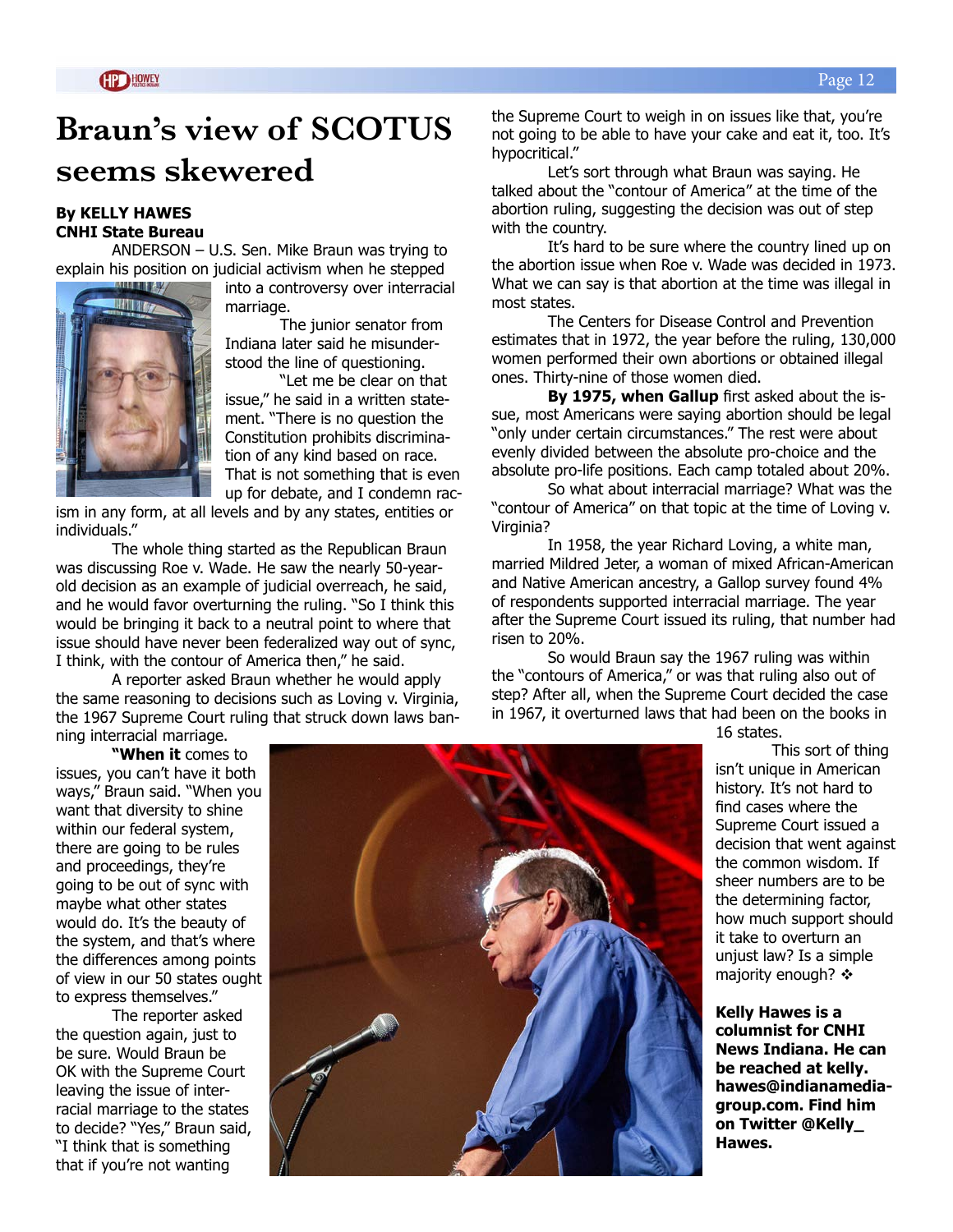# Braun's view of SCOTUS seems skewered

**By KELLY HAWES**
**CNHI State Bureau**

ANDERSON – U.S. Sen. Mike Braun was trying to explain his position on judicial activism when he stepped into a controversy over interracial marriage.

The junior senator from Indiana later said he misunderstood the line of questioning.

"Let me be clear on that issue," he said in a written statement. "There is no question the Constitution prohibits discrimination of any kind based on race. That is not something that is even up for debate, and I condemn racism in any form, at all levels and by any states, entities or individuals."

The whole thing started as the Republican Braun was discussing Roe v. Wade. He saw the nearly 50-year-old decision as an example of judicial overreach, he said, and he would favor overturning the ruling. "So I think this would be bringing it back to a neutral point to where that issue should have never been federalized way out of sync, I think, with the contour of America then," he said.

A reporter asked Braun whether he would apply the same reasoning to decisions such as Loving v. Virginia, the 1967 Supreme Court ruling that struck down laws banning interracial marriage.

**"When it** comes to issues, you can't have it both ways," Braun said. "When you want that diversity to shine within our federal system, there are going to be rules and proceedings, they're going to be out of sync with maybe what other states would do. It's the beauty of the system, and that's where the differences among points of view in our 50 states ought to express themselves."

The reporter asked the question again, just to be sure. Would Braun be OK with the Supreme Court leaving the issue of interracial marriage to the states to decide? "Yes," Braun said, "I think that is something that if you're not wanting the Supreme Court to weigh in on issues like that, you're not going to be able to have your cake and eat it, too. It's hypocritical."

Let's sort through what Braun was saying. He talked about the "contour of America" at the time of the abortion ruling, suggesting the decision was out of step with the country.

It's hard to be sure where the country lined up on the abortion issue when Roe v. Wade was decided in 1973. What we can say is that abortion at the time was illegal in most states.

The Centers for Disease Control and Prevention estimates that in 1972, the year before the ruling, 130,000 women performed their own abortions or obtained illegal ones. Thirty-nine of those women died.

**By 1975, when Gallup** first asked about the issue, most Americans were saying abortion should be legal "only under certain circumstances." The rest were about evenly divided between the absolute pro-choice and the absolute pro-life positions. Each camp totaled about 20%.

So what about interracial marriage? What was the "contour of America" on that topic at the time of Loving v. Virginia?

In 1958, the year Richard Loving, a white man, married Mildred Jeter, a woman of mixed African-American and Native American ancestry, a Gallop survey found 4% of respondents supported interracial marriage. The year after the Supreme Court issued its ruling, that number had risen to 20%.

So would Braun say the 1967 ruling was within the "contours of America," or was that ruling also out of step? After all, when the Supreme Court decided the case in 1967, it overturned laws that had been on the books in 16 states.

This sort of thing isn't unique in American history. It's not hard to find cases where the Supreme Court issued a decision that went against the common wisdom. If sheer numbers are to be the determining factor, how much support should it take to overturn an unjust law? Is a simple majority enough? ❖

**Kelly Hawes is a columnist for CNHI News Indiana. He can be reached at kelly.hawes@indianamediagroup.com. Find him on Twitter @Kelly_Hawes.**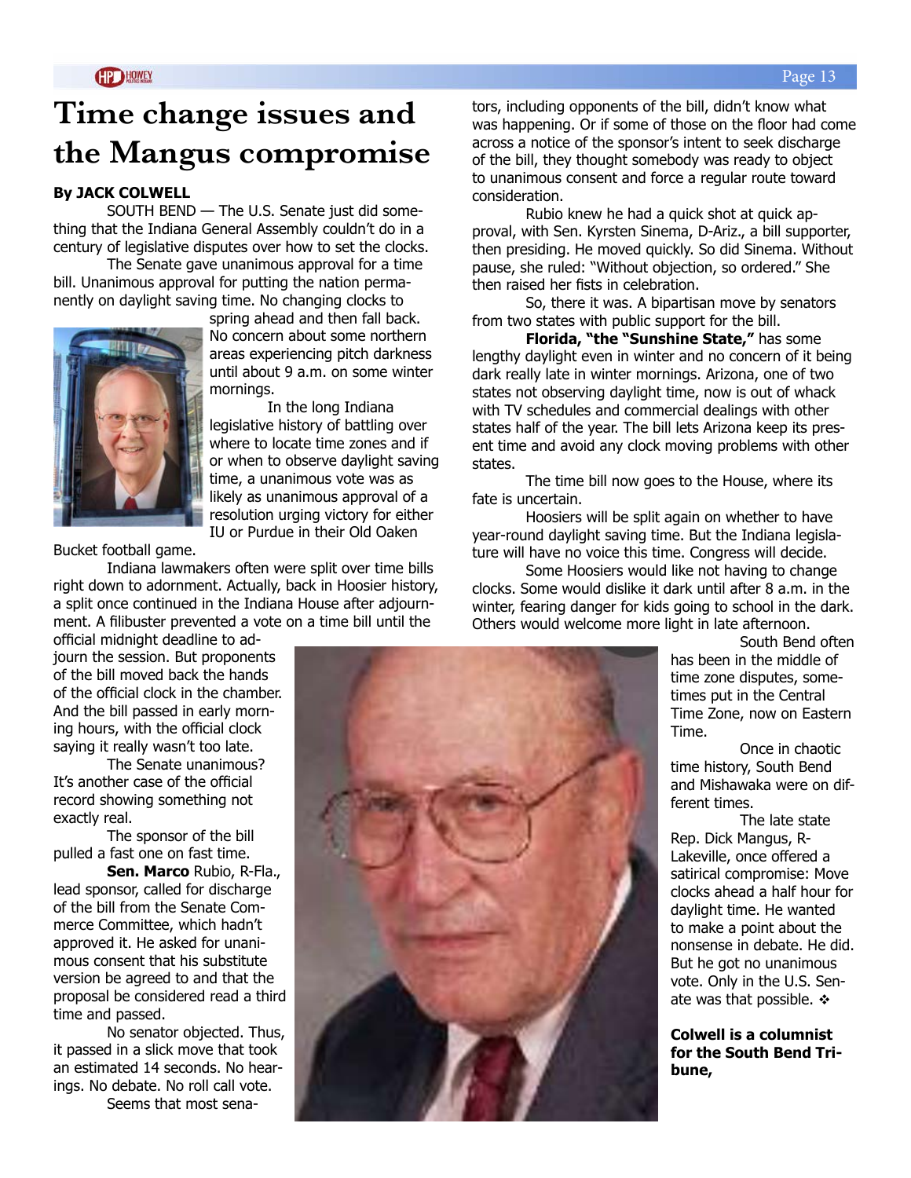# Time change issues and the Mangus compromise

**By JACK COLWELL**

SOUTH BEND — The U.S. Senate just did something that the Indiana General Assembly couldn't do in a century of legislative disputes over how to set the clocks.

The Senate gave unanimous approval for a time bill. Unanimous approval for putting the nation permanently on daylight saving time. No changing clocks to spring ahead and then fall back. No concern about some northern areas experiencing pitch darkness until about 9 a.m. on some winter mornings.

In the long Indiana legislative history of battling over where to locate time zones and if or when to observe daylight saving time, a unanimous vote was as likely as unanimous approval of a resolution urging victory for either IU or Purdue in their Old Oaken Bucket football game.

Indiana lawmakers often were split over time bills right down to adornment. Actually, back in Hoosier history, a split once continued in the Indiana House after adjournment. A filibuster prevented a vote on a time bill until the official midnight deadline to adjourn the session. But proponents of the bill moved back the hands of the official clock in the chamber. And the bill passed in early morning hours, with the official clock saying it really wasn't too late.

The Senate unanimous? It's another case of the official record showing something not exactly real.

The sponsor of the bill pulled a fast one on fast time.

**Sen. Marco** Rubio, R-Fla., lead sponsor, called for discharge of the bill from the Senate Commerce Committee, which hadn't approved it. He asked for unanimous consent that his substitute version be agreed to and that the proposal be considered read a third time and passed.

No senator objected. Thus, it passed in a slick move that took an estimated 14 seconds. No hearings. No debate. No roll call vote.

Seems that most senators, including opponents of the bill, didn't know what was happening. Or if some of those on the floor had come across a notice of the sponsor's intent to seek discharge of the bill, they thought somebody was ready to object to unanimous consent and force a regular route toward consideration.

Rubio knew he had a quick shot at quick approval, with Sen. Kyrsten Sinema, D-Ariz., a bill supporter, then presiding. He moved quickly. So did Sinema. Without pause, she ruled: "Without objection, so ordered." She then raised her fists in celebration.

So, there it was. A bipartisan move by senators from two states with public support for the bill.

**Florida, "the "Sunshine State,"** has some lengthy daylight even in winter and no concern of it being dark really late in winter mornings. Arizona, one of two states not observing daylight time, now is out of whack with TV schedules and commercial dealings with other states half of the year. The bill lets Arizona keep its present time and avoid any clock moving problems with other states.

The time bill now goes to the House, where its fate is uncertain.

Hoosiers will be split again on whether to have year-round daylight saving time. But the Indiana legislature will have no voice this time. Congress will decide.

Some Hoosiers would like not having to change clocks. Some would dislike it dark until after 8 a.m. in the winter, fearing danger for kids going to school in the dark. Others would welcome more light in late afternoon.

South Bend often has been in the middle of time zone disputes, sometimes put in the Central Time Zone, now on Eastern Time.

Once in chaotic time history, South Bend and Mishawaka were on different times.

The late state Rep. Dick Mangus, R-Lakeville, once offered a satirical compromise: Move clocks ahead a half hour for daylight time. He wanted to make a point about the nonsense in debate. He did. But he got no unanimous vote. Only in the U.S. Senate was that possible. ❖

**Colwell is a columnist for the South Bend Tribune,**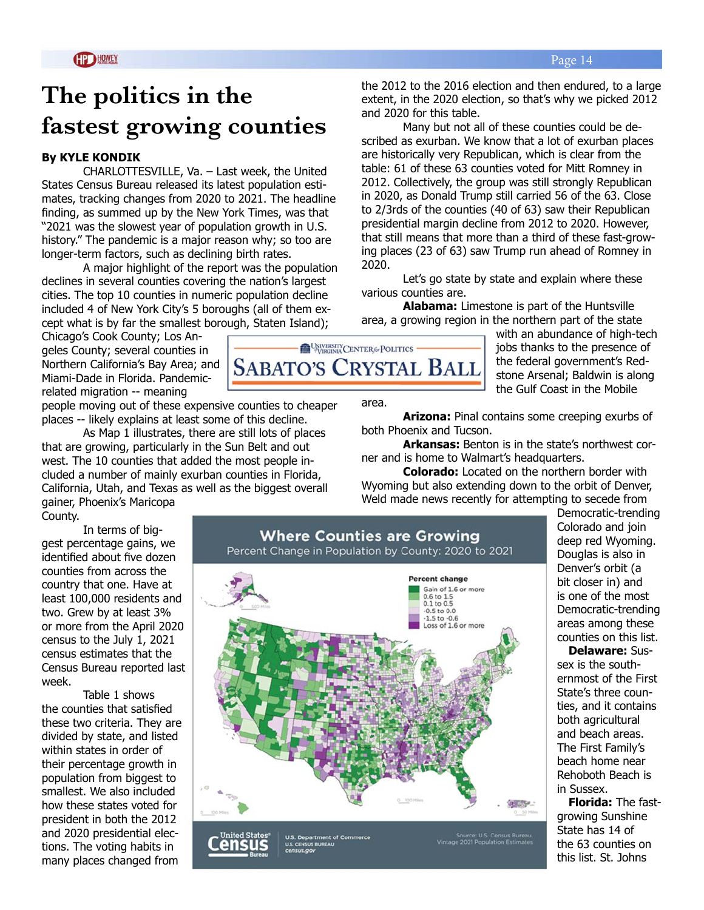# The politics in the fastest growing counties

**By KYLE KONDIK**

CHARLOTTESVILLE, Va. – Last week, the United States Census Bureau released its latest population estimates, tracking changes from 2020 to 2021. The headline finding, as summed up by the New York Times, was that "2021 was the slowest year of population growth in U.S. history." The pandemic is a major reason why; so too are longer-term factors, such as declining birth rates.

A major highlight of the report was the population declines in several counties covering the nation's largest cities. The top 10 counties in numeric population decline included 4 of New York City's 5 boroughs (all of them except what is by far the smallest borough, Staten Island); Chicago's Cook County; Los Angeles County; several counties in Northern California's Bay Area; and Miami-Dade in Florida. Pandemic-related migration -- meaning people moving out of these expensive counties to cheaper places -- likely explains at least some of this decline.

As Map 1 illustrates, there are still lots of places that are growing, particularly in the Sun Belt and out west. The 10 counties that added the most people included a number of mainly exurban counties in Florida, California, Utah, and Texas as well as the biggest overall gainer, Phoenix's Maricopa County.

In terms of biggest percentage gains, we identified about five dozen counties from across the country that one. Have at least 100,000 residents and two. Grew by at least 3% or more from the April 2020 census to the July 1, 2021 census estimates that the Census Bureau reported last week.

Table 1 shows the counties that satisfied these two criteria. They are divided by state, and listed within states in order of their percentage growth in population from biggest to smallest. We also included how these states voted for president in both the 2012 and 2020 presidential elections. The voting habits in many places changed from the 2012 to the 2016 election and then endured, to a large extent, in the 2020 election, so that's why we picked 2012 and 2020 for this table.

Many but not all of these counties could be described as exurban. We know that a lot of exurban places are historically very Republican, which is clear from the table: 61 of these 63 counties voted for Mitt Romney in 2012. Collectively, the group was still strongly Republican in 2020, as Donald Trump still carried 56 of the 63. Close to 2/3rds of the counties (40 of 63) saw their Republican presidential margin decline from 2012 to 2020. However, that still means that more than a third of these fast-growing places (23 of 63) saw Trump run ahead of Romney in 2020.

Let's go state by state and explain where these various counties are.

**Alabama:** Limestone is part of the Huntsville area, a growing region in the northern part of the state with an abundance of high-tech jobs thanks to the presence of the federal government's Redstone Arsenal; Baldwin is along the Gulf Coast in the Mobile area.

**Arizona:** Pinal contains some creeping exurbs of both Phoenix and Tucson.

**Arkansas:** Benton is in the state's northwest corner and is home to Walmart's headquarters.

**Colorado:** Located on the northern border with Wyoming but also extending down to the orbit of Denver, Weld made news recently for attempting to secede from Democratic-trending Colorado and join deep red Wyoming. Douglas is also in Denver's orbit (a bit closer in) and is one of the most Democratic-trending areas among these counties on this list.

**Delaware:** Sussex is the southernmost of the First State's three counties, and it contains both agricultural and beach areas. The First Family's beach home near Rehoboth Beach is in Sussex.

**Florida:** The fast-growing Sunshine State has 14 of the 63 counties on this list. St. Johns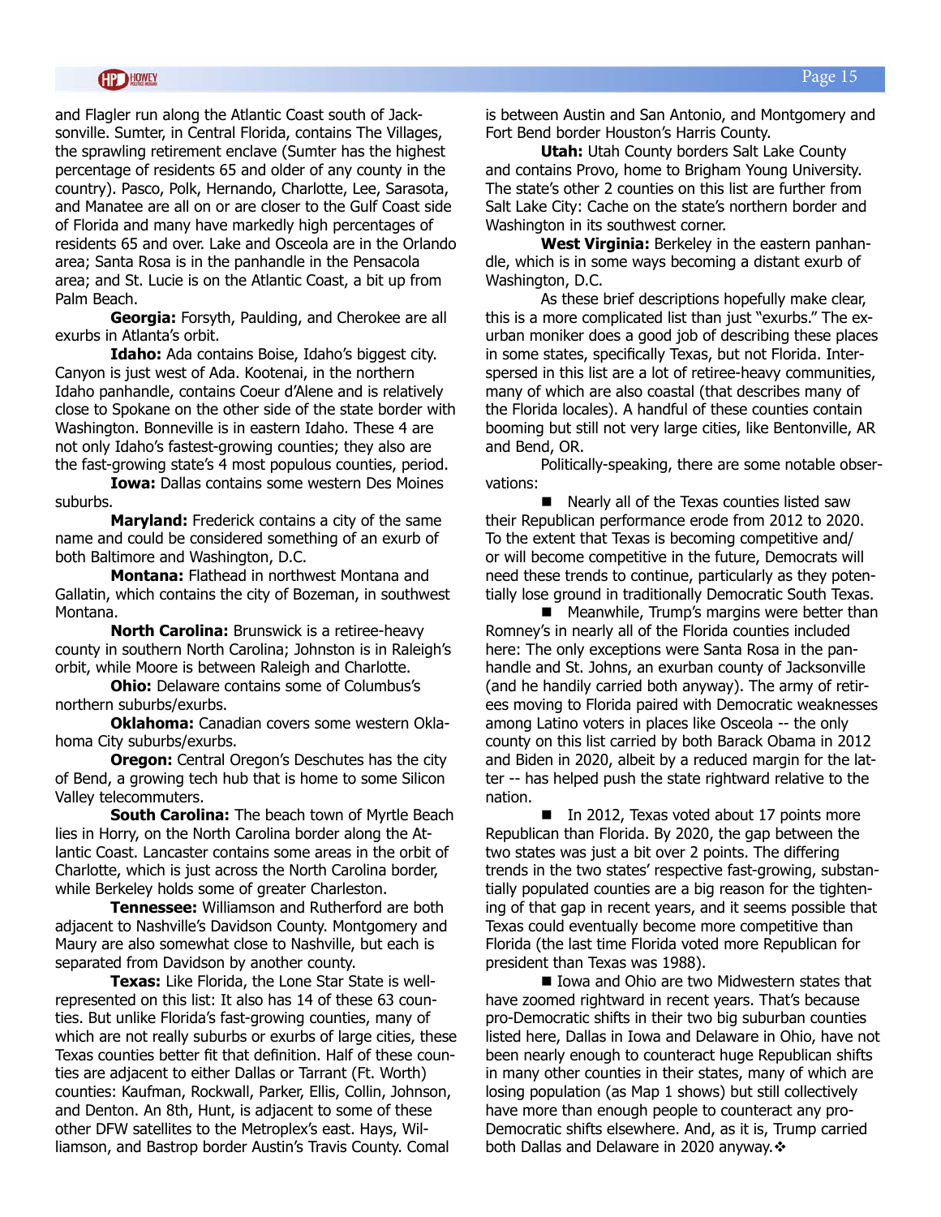and Flagler run along the Atlantic Coast south of Jacksonville. Sumter, in Central Florida, contains The Villages, the sprawling retirement enclave (Sumter has the highest percentage of residents 65 and older of any county in the country). Pasco, Polk, Hernando, Charlotte, Lee, Sarasota, and Manatee are all on or are closer to the Gulf Coast side of Florida and many have markedly high percentages of residents 65 and over. Lake and Osceola are in the Orlando area; Santa Rosa is in the panhandle in the Pensacola area; and St. Lucie is on the Atlantic Coast, a bit up from Palm Beach.

**Georgia:** Forsyth, Paulding, and Cherokee are all exurbs in Atlanta's orbit.

**Idaho:** Ada contains Boise, Idaho's biggest city. Canyon is just west of Ada. Kootenai, in the northern Idaho panhandle, contains Coeur d'Alene and is relatively close to Spokane on the other side of the state border with Washington. Bonneville is in eastern Idaho. These 4 are not only Idaho's fastest-growing counties; they also are the fast-growing state's 4 most populous counties, period.

**Iowa:** Dallas contains some western Des Moines suburbs.

**Maryland:** Frederick contains a city of the same name and could be considered something of an exurb of both Baltimore and Washington, D.C.

**Montana:** Flathead in northwest Montana and Gallatin, which contains the city of Bozeman, in southwest Montana.

**North Carolina:** Brunswick is a retiree-heavy county in southern North Carolina; Johnston is in Raleigh's orbit, while Moore is between Raleigh and Charlotte.

**Ohio:** Delaware contains some of Columbus's northern suburbs/exurbs.

**Oklahoma:** Canadian covers some western Oklahoma City suburbs/exurbs.

**Oregon:** Central Oregon's Deschutes has the city of Bend, a growing tech hub that is home to some Silicon Valley telecommuters.

**South Carolina:** The beach town of Myrtle Beach lies in Horry, on the North Carolina border along the Atlantic Coast. Lancaster contains some areas in the orbit of Charlotte, which is just across the North Carolina border, while Berkeley holds some of greater Charleston.

**Tennessee:** Williamson and Rutherford are both adjacent to Nashville's Davidson County. Montgomery and Maury are also somewhat close to Nashville, but each is separated from Davidson by another county.

**Texas:** Like Florida, the Lone Star State is well-represented on this list: It also has 14 of these 63 counties. But unlike Florida's fast-growing counties, many of which are not really suburbs or exurbs of large cities, these Texas counties better fit that definition. Half of these counties are adjacent to either Dallas or Tarrant (Ft. Worth) counties: Kaufman, Rockwall, Parker, Ellis, Collin, Johnson, and Denton. An 8th, Hunt, is adjacent to some of these other DFW satellites to the Metroplex's east. Hays, Williamson, and Bastrop border Austin's Travis County. Comal is between Austin and San Antonio, and Montgomery and Fort Bend border Houston's Harris County.

**Utah:** Utah County borders Salt Lake County and contains Provo, home to Brigham Young University. The state's other 2 counties on this list are further from Salt Lake City: Cache on the state's northern border and Washington in its southwest corner.

**West Virginia:** Berkeley in the eastern panhandle, which is in some ways becoming a distant exurb of Washington, D.C.

As these brief descriptions hopefully make clear, this is a more complicated list than just "exurbs." The exurban moniker does a good job of describing these places in some states, specifically Texas, but not Florida. Interspersed in this list are a lot of retiree-heavy communities, many of which are also coastal (that describes many of the Florida locales). A handful of these counties contain booming but still not very large cities, like Bentonville, AR and Bend, OR.

Politically-speaking, there are some notable observations:

- Nearly all of the Texas counties listed saw their Republican performance erode from 2012 to 2020. To the extent that Texas is becoming competitive and/or will become competitive in the future, Democrats will need these trends to continue, particularly as they potentially lose ground in traditionally Democratic South Texas.
- Meanwhile, Trump's margins were better than Romney's in nearly all of the Florida counties included here: The only exceptions were Santa Rosa in the panhandle and St. Johns, an exurban county of Jacksonville (and he handily carried both anyway). The army of retirees moving to Florida paired with Democratic weaknesses among Latino voters in places like Osceola -- the only county on this list carried by both Barack Obama in 2012 and Biden in 2020, albeit by a reduced margin for the latter -- has helped push the state rightward relative to the nation.
- In 2012, Texas voted about 17 points more Republican than Florida. By 2020, the gap between the two states was just a bit over 2 points. The differing trends in the two states' respective fast-growing, substantially populated counties are a big reason for the tightening of that gap in recent years, and it seems possible that Texas could eventually become more competitive than Florida (the last time Florida voted more Republican for president than Texas was 1988).
- Iowa and Ohio are two Midwestern states that have zoomed rightward in recent years. That's because pro-Democratic shifts in their two big suburban counties listed here, Dallas in Iowa and Delaware in Ohio, have not been nearly enough to counteract huge Republican shifts in many other counties in their states, many of which are losing population (as Map 1 shows) but still collectively have more than enough people to counteract any pro-Democratic shifts elsewhere. And, as it is, Trump carried both Dallas and Delaware in 2020 anyway.❖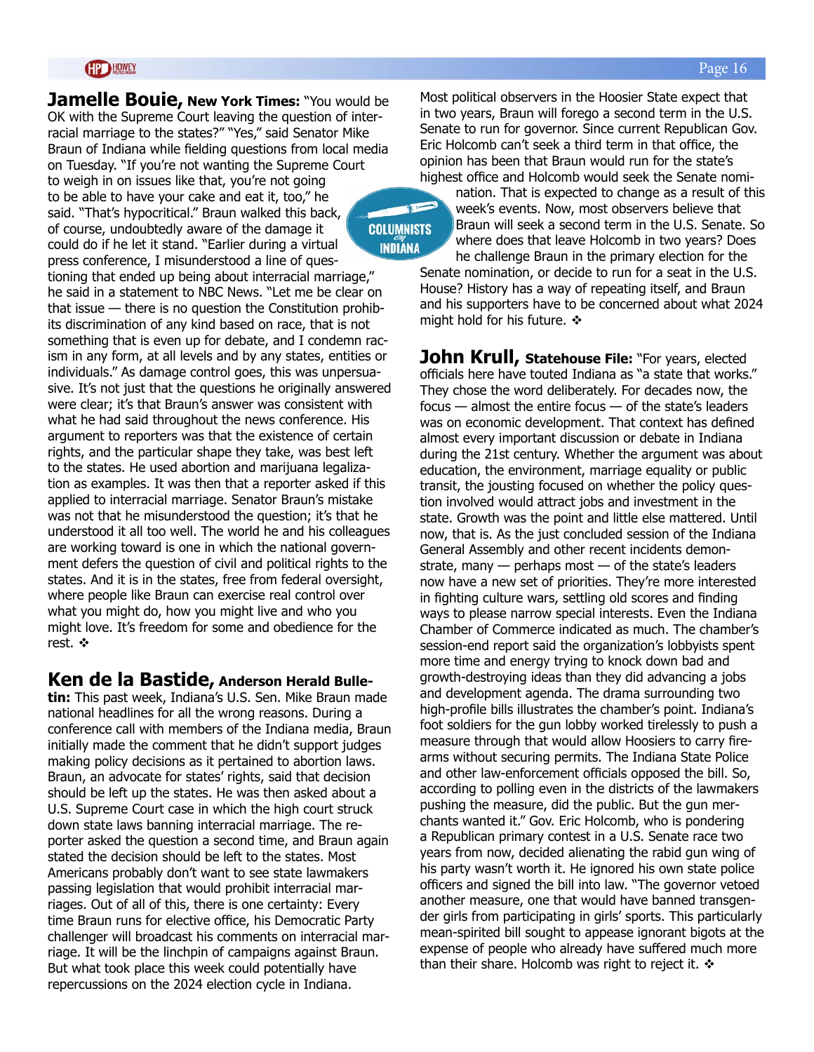**Jamelle Bouie, New York Times:** "You would be OK with the Supreme Court leaving the question of interracial marriage to the states?" "Yes," said Senator Mike Braun of Indiana while fielding questions from local media on Tuesday. "If you're not wanting the Supreme Court to weigh in on issues like that, you're not going to be able to have your cake and eat it, too," he said. "That's hypocritical." Braun walked this back, of course, undoubtedly aware of the damage it could do if he let it stand. "Earlier during a virtual press conference, I misunderstood a line of questioning that ended up being about interracial marriage," he said in a statement to NBC News. "Let me be clear on that issue — there is no question the Constitution prohibits discrimination of any kind based on race, that is not something that is even up for debate, and I condemn racism in any form, at all levels and by any states, entities or individuals." As damage control goes, this was unpersuasive. It's not just that the questions he originally answered were clear; it's that Braun's answer was consistent with what he had said throughout the news conference. His argument to reporters was that the existence of certain rights, and the particular shape they take, was best left to the states. He used abortion and marijuana legalization as examples. It was then that a reporter asked if this applied to interracial marriage. Senator Braun's mistake was not that he misunderstood the question; it's that he understood it all too well. The world he and his colleagues are working toward is one in which the national government defers the question of civil and political rights to the states. And it is in the states, free from federal oversight, where people like Braun can exercise real control over what you might do, how you might live and who you might love. It's freedom for some and obedience for the rest. ❖

**Ken de la Bastide, Anderson Herald Bulletin:** This past week, Indiana's U.S. Sen. Mike Braun made national headlines for all the wrong reasons. During a conference call with members of the Indiana media, Braun initially made the comment that he didn't support judges making policy decisions as it pertained to abortion laws. Braun, an advocate for states' rights, said that decision should be left up the states. He was then asked about a U.S. Supreme Court case in which the high court struck down state laws banning interracial marriage. The reporter asked the question a second time, and Braun again stated the decision should be left to the states. Most Americans probably don't want to see state lawmakers passing legislation that would prohibit interracial marriages. Out of all of this, there is one certainty: Every time Braun runs for elective office, his Democratic Party challenger will broadcast his comments on interracial marriage. It will be the linchpin of campaigns against Braun. But what took place this week could potentially have repercussions on the 2024 election cycle in Indiana. Most political observers in the Hoosier State expect that in two years, Braun will forego a second term in the U.S. Senate to run for governor. Since current Republican Gov. Eric Holcomb can't seek a third term in that office, the opinion has been that Braun would run for the state's highest office and Holcomb would seek the Senate nomination. That is expected to change as a result of this week's events. Now, most observers believe that Braun will seek a second term in the U.S. Senate. So where does that leave Holcomb in two years? Does he challenge Braun in the primary election for the Senate nomination, or decide to run for a seat in the U.S. House? History has a way of repeating itself, and Braun and his supporters have to be concerned about what 2024 might hold for his future. ❖

**John Krull, Statehouse File:** "For years, elected officials here have touted Indiana as "a state that works." They chose the word deliberately. For decades now, the focus — almost the entire focus — of the state's leaders was on economic development. That context has defined almost every important discussion or debate in Indiana during the 21st century. Whether the argument was about education, the environment, marriage equality or public transit, the jousting focused on whether the policy question involved would attract jobs and investment in the state. Growth was the point and little else mattered. Until now, that is. As the just concluded session of the Indiana General Assembly and other recent incidents demonstrate, many — perhaps most — of the state's leaders now have a new set of priorities. They're more interested in fighting culture wars, settling old scores and finding ways to please narrow special interests. Even the Indiana Chamber of Commerce indicated as much. The chamber's session-end report said the organization's lobbyists spent more time and energy trying to knock down bad and growth-destroying ideas than they did advancing a jobs and development agenda. The drama surrounding two high-profile bills illustrates the chamber's point. Indiana's foot soldiers for the gun lobby worked tirelessly to push a measure through that would allow Hoosiers to carry firearms without securing permits. The Indiana State Police and other law-enforcement officials opposed the bill. So, according to polling even in the districts of the lawmakers pushing the measure, did the public. But the gun merchants wanted it." Gov. Eric Holcomb, who is pondering a Republican primary contest in a U.S. Senate race two years from now, decided alienating the rabid gun wing of his party wasn't worth it. He ignored his own state police officers and signed the bill into law. "The governor vetoed another measure, one that would have banned transgender girls from participating in girls' sports. This particularly mean-spirited bill sought to appease ignorant bigots at the expense of people who already have suffered much more than their share. Holcomb was right to reject it. ❖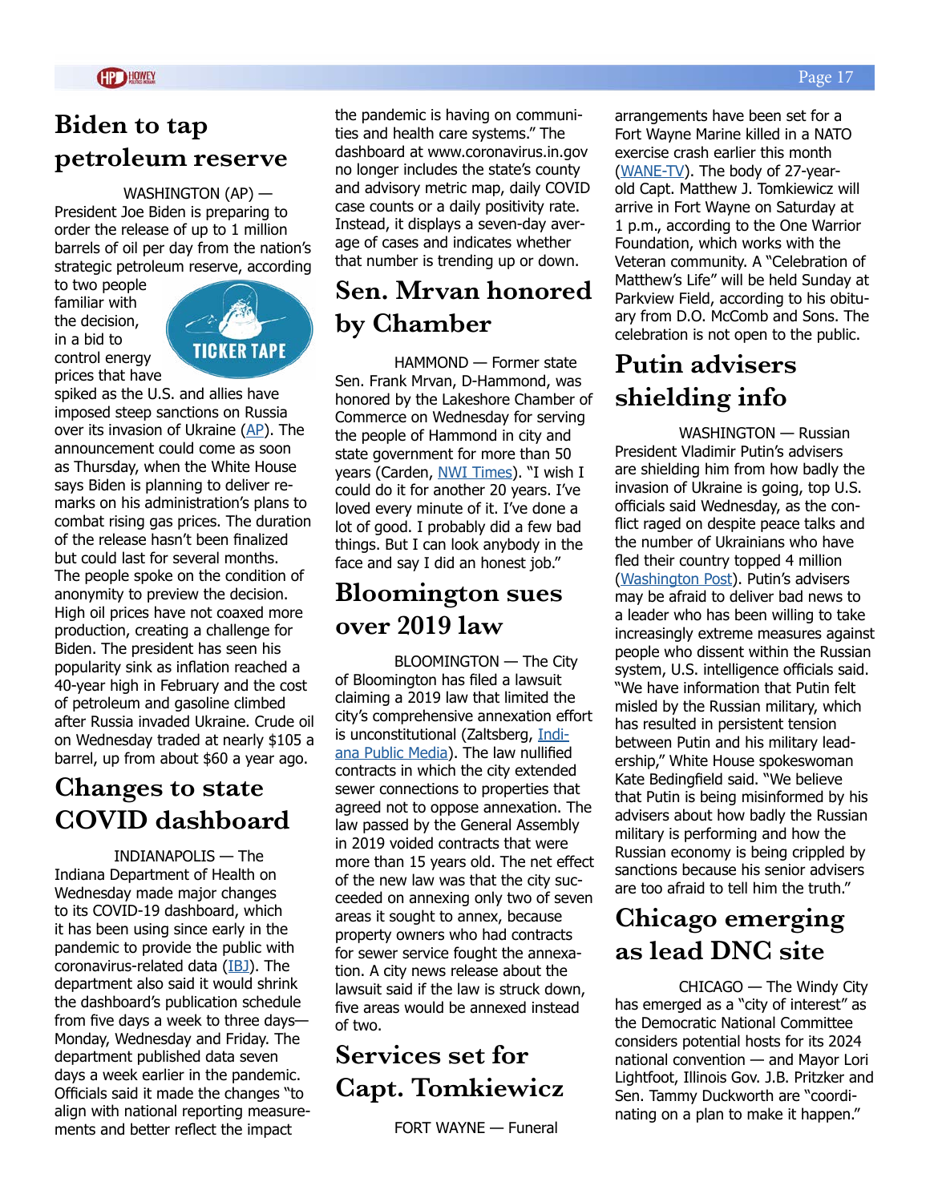## Biden to tap petroleum reserve

WASHINGTON (AP) — President Joe Biden is preparing to order the release of up to 1 million barrels of oil per day from the nation's strategic petroleum reserve, according to two people familiar with the decision, in a bid to control energy prices that have spiked as the U.S. and allies have imposed steep sanctions on Russia over its invasion of Ukraine (AP). The announcement could come as soon as Thursday, when the White House says Biden is planning to deliver remarks on his administration's plans to combat rising gas prices. The duration of the release hasn't been finalized but could last for several months. The people spoke on the condition of anonymity to preview the decision. High oil prices have not coaxed more production, creating a challenge for Biden. The president has seen his popularity sink as inflation reached a 40-year high in February and the cost of petroleum and gasoline climbed after Russia invaded Ukraine. Crude oil on Wednesday traded at nearly $105 a barrel, up from about $60 a year ago.

## Changes to state COVID dashboard

INDIANAPOLIS — The Indiana Department of Health on Wednesday made major changes to its COVID-19 dashboard, which it has been using since early in the pandemic to provide the public with coronavirus-related data (IBJ). The department also said it would shrink the dashboard's publication schedule from five days a week to three days—Monday, Wednesday and Friday. The department published data seven days a week earlier in the pandemic. Officials said it made the changes "to align with national reporting measurements and better reflect the impact the pandemic is having on communities and health care systems." The dashboard at www.coronavirus.in.gov no longer includes the state's county and advisory metric map, daily COVID case counts or a daily positivity rate. Instead, it displays a seven-day average of cases and indicates whether that number is trending up or down.

## Sen. Mrvan honored by Chamber

HAMMOND — Former state Sen. Frank Mrvan, D-Hammond, was honored by the Lakeshore Chamber of Commerce on Wednesday for serving the people of Hammond in city and state government for more than 50 years (Carden, NWI Times). "I wish I could do it for another 20 years. I've loved every minute of it. I've done a lot of good. I probably did a few bad things. But I can look anybody in the face and say I did an honest job."

## Bloomington sues over 2019 law

BLOOMINGTON — The City of Bloomington has filed a lawsuit claiming a 2019 law that limited the city's comprehensive annexation effort is unconstitutional (Zaltsberg, Indiana Public Media). The law nullified contracts in which the city extended sewer connections to properties that agreed not to oppose annexation. The law passed by the General Assembly in 2019 voided contracts that were more than 15 years old. The net effect of the new law was that the city succeeded on annexing only two of seven areas it sought to annex, because property owners who had contracts for sewer service fought the annexation. A city news release about the lawsuit said if the law is struck down, five areas would be annexed instead of two.

## Services set for Capt. Tomkiewicz

FORT WAYNE — Funeral arrangements have been set for a Fort Wayne Marine killed in a NATO exercise crash earlier this month (WANE-TV). The body of 27-year-old Capt. Matthew J. Tomkiewicz will arrive in Fort Wayne on Saturday at 1 p.m., according to the One Warrior Foundation, which works with the Veteran community. A "Celebration of Matthew's Life" will be held Sunday at Parkview Field, according to his obituary from D.O. McComb and Sons. The celebration is not open to the public.

## Putin advisers shielding info

WASHINGTON — Russian President Vladimir Putin's advisers are shielding him from how badly the invasion of Ukraine is going, top U.S. officials said Wednesday, as the conflict raged on despite peace talks and the number of Ukrainians who have fled their country topped 4 million (Washington Post). Putin's advisers may be afraid to deliver bad news to a leader who has been willing to take increasingly extreme measures against people who dissent within the Russian system, U.S. intelligence officials said. "We have information that Putin felt misled by the Russian military, which has resulted in persistent tension between Putin and his military leadership," White House spokeswoman Kate Bedingfield said. "We believe that Putin is being misinformed by his advisers about how badly the Russian military is performing and how the Russian economy is being crippled by sanctions because his senior advisers are too afraid to tell him the truth."

## Chicago emerging as lead DNC site

CHICAGO — The Windy City has emerged as a "city of interest" as the Democratic National Committee considers potential hosts for its 2024 national convention — and Mayor Lori Lightfoot, Illinois Gov. J.B. Pritzker and Sen. Tammy Duckworth are "coordinating on a plan to make it happen."